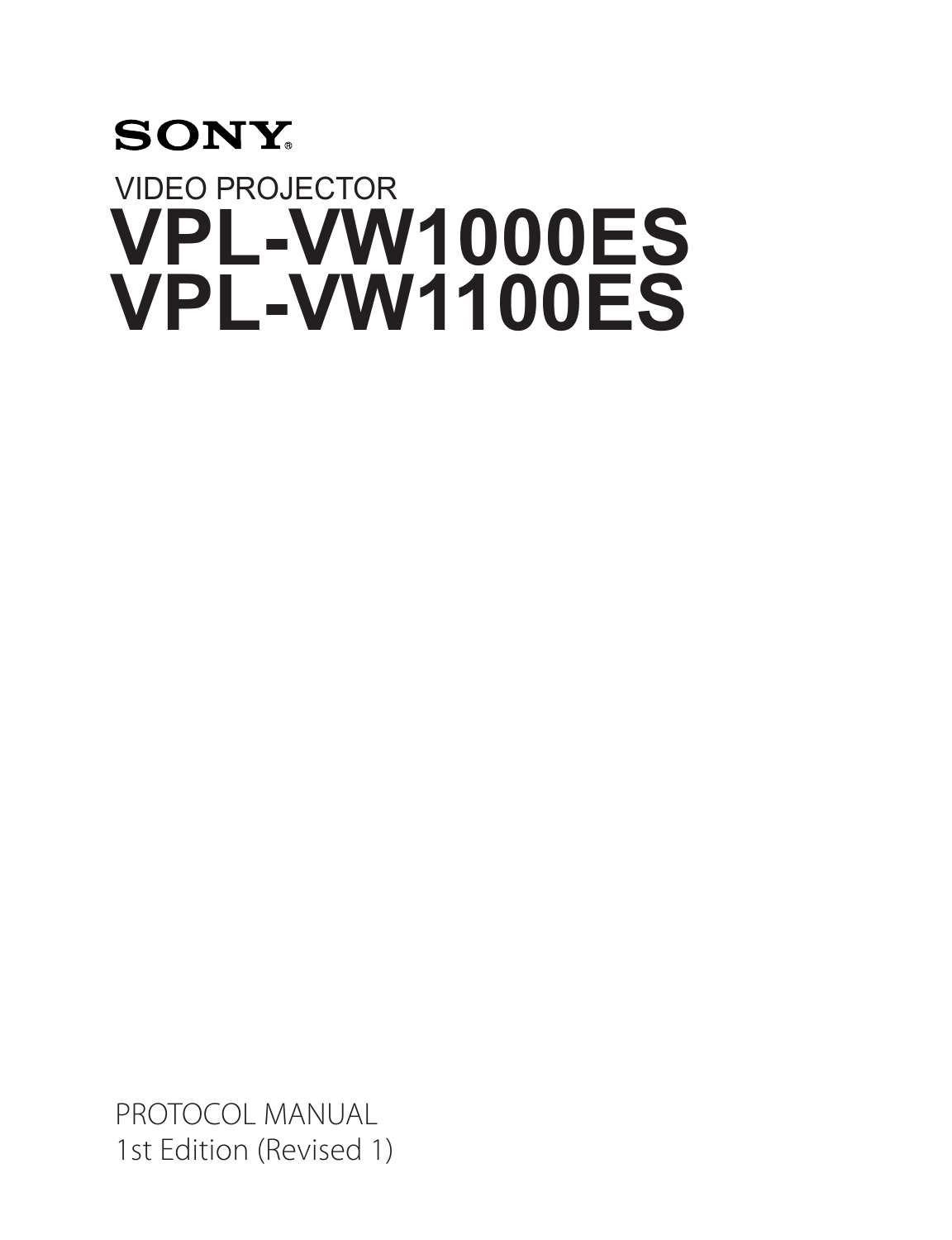SONY®

VIDEO PROJECTOR

# VPL-VW1000ES
# VPL-VW1100ES

PROTOCOL MANUAL

1st Edition (Revised 1)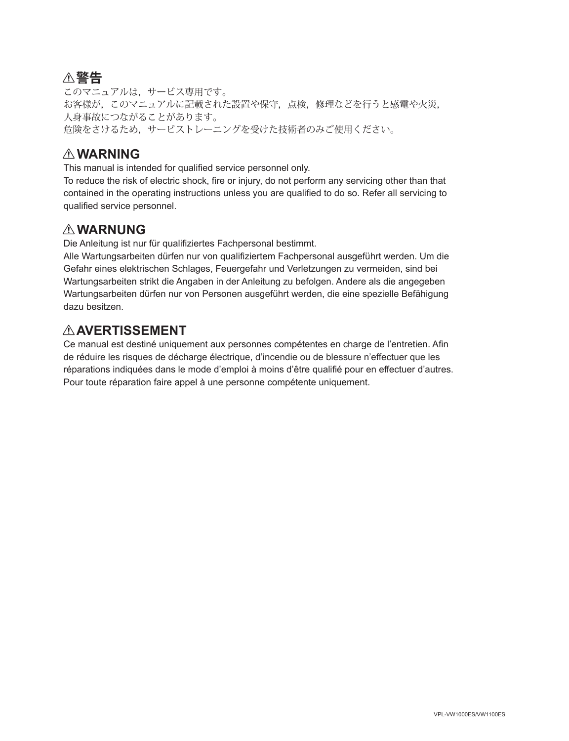## ⚠警告

このマニュアルは，サービス専用です。
お客様が，このマニュアルに記載された設置や保守，点検，修理などを行うと感電や火災，人身事故につながることがあります。
危険をさけるため，サービストレーニングを受けた技術者のみご使用ください。

## ⚠WARNING

This manual is intended for qualified service personnel only.
To reduce the risk of electric shock, fire or injury, do not perform any servicing other than that contained in the operating instructions unless you are qualified to do so. Refer all servicing to qualified service personnel.

## ⚠WARNUNG

Die Anleitung ist nur für qualifiziertes Fachpersonal bestimmt.
Alle Wartungsarbeiten dürfen nur von qualifiziertem Fachpersonal ausgeführt werden. Um die Gefahr eines elektrischen Schlages, Feuergefahr und Verletzungen zu vermeiden, sind bei Wartungsarbeiten strikt die Angaben in der Anleitung zu befolgen. Andere als die angegeben Wartungsarbeiten dürfen nur von Personen ausgeführt werden, die eine spezielle Befähigung dazu besitzen.

## ⚠AVERTISSEMENT

Ce manual est destiné uniquement aux personnes compétentes en charge de l'entretien. Afin de réduire les risques de décharge électrique, d'incendie ou de blessure n'effectuer que les réparations indiquées dans le mode d'emploi à moins d'être qualifié pour en effectuer d'autres. Pour toute réparation faire appel à une personne compétente uniquement.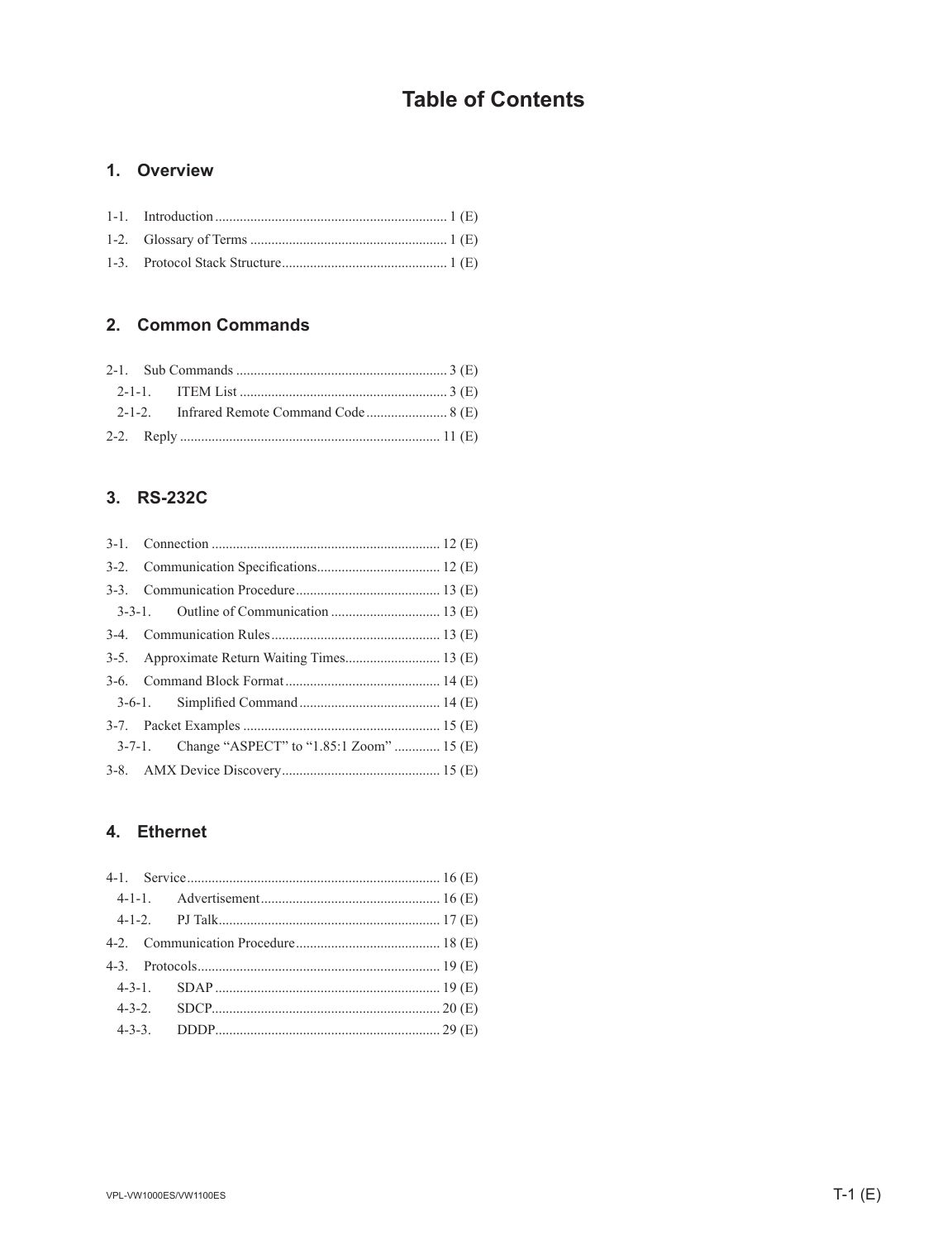# Table of Contents

## 1. Overview

1-1. Introduction ........ 1 (E)
1-2. Glossary of Terms ........ 1 (E)
1-3. Protocol Stack Structure ........ 1 (E)

## 2. Common Commands

2-1. Sub Commands ........ 3 (E)
  2-1-1. ITEM List ........ 3 (E)
  2-1-2. Infrared Remote Command Code ........ 8 (E)
2-2. Reply ........ 11 (E)

## 3. RS-232C

3-1. Connection ........ 12 (E)
3-2. Communication Specifications ........ 12 (E)
3-3. Communication Procedure ........ 13 (E)
  3-3-1. Outline of Communication ........ 13 (E)
3-4. Communication Rules ........ 13 (E)
3-5. Approximate Return Waiting Times ........ 13 (E)
3-6. Command Block Format ........ 14 (E)
  3-6-1. Simplified Command ........ 14 (E)
3-7. Packet Examples ........ 15 (E)
  3-7-1. Change "ASPECT" to "1.85:1 Zoom" ........ 15 (E)
3-8. AMX Device Discovery ........ 15 (E)

## 4. Ethernet

4-1. Service ........ 16 (E)
  4-1-1. Advertisement ........ 16 (E)
  4-1-2. PJ Talk ........ 17 (E)
4-2. Communication Procedure ........ 18 (E)
4-3. Protocols ........ 19 (E)
  4-3-1. SDAP ........ 19 (E)
  4-3-2. SDCP ........ 20 (E)
  4-3-3. DDDP ........ 29 (E)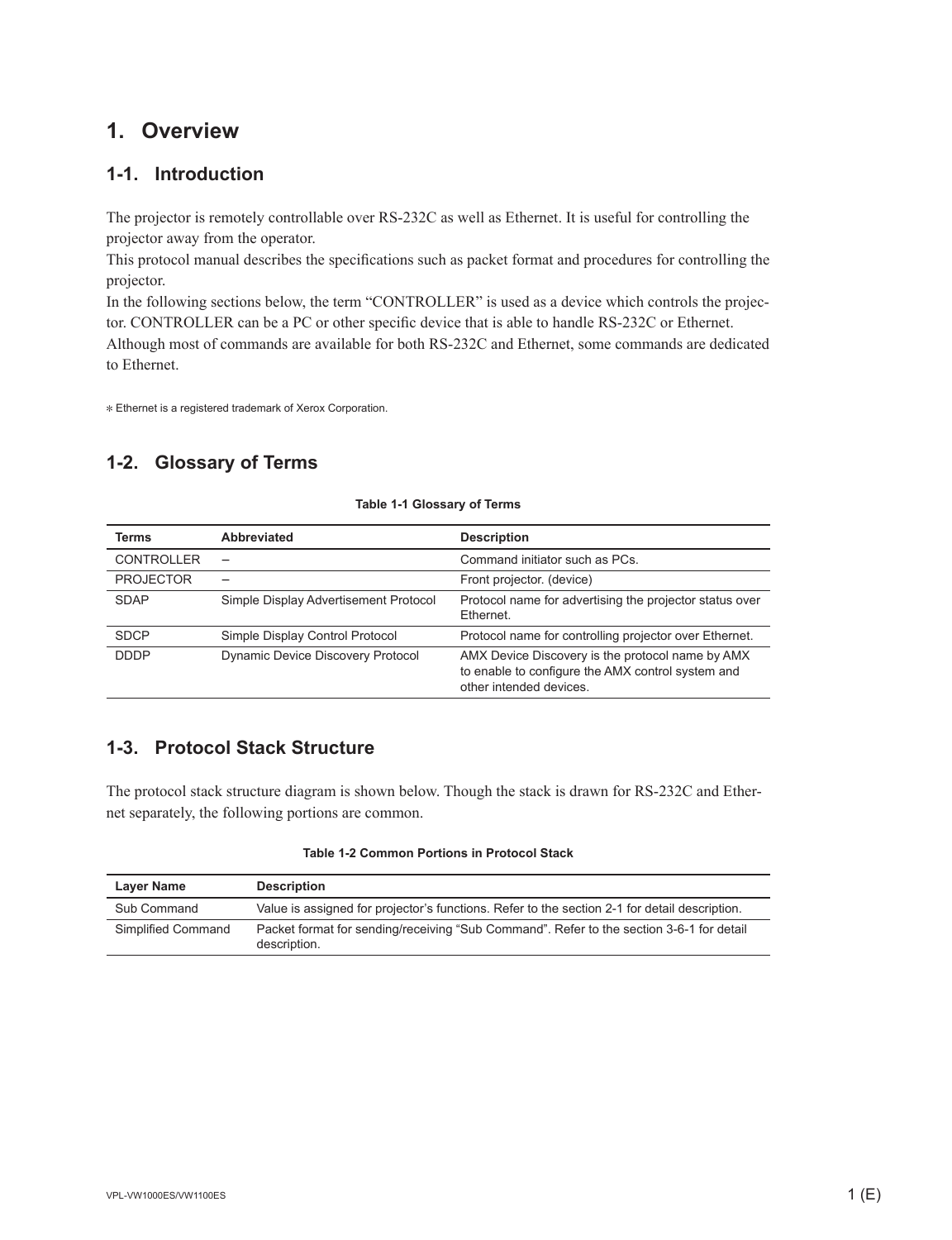# 1. Overview

## 1-1. Introduction

The projector is remotely controllable over RS-232C as well as Ethernet. It is useful for controlling the projector away from the operator.
This protocol manual describes the specifications such as packet format and procedures for controlling the projector.
In the following sections below, the term “CONTROLLER” is used as a device which controls the projector. CONTROLLER can be a PC or other specific device that is able to handle RS-232C or Ethernet.
Although most of commands are available for both RS-232C and Ethernet, some commands are dedicated to Ethernet.

∗ Ethernet is a registered trademark of Xerox Corporation.

## 1-2. Glossary of Terms

**Table 1-1 Glossary of Terms**

| Terms | Abbreviated | Description |
|---|---|---|
| CONTROLLER | – | Command initiator such as PCs. |
| PROJECTOR | – | Front projector. (device) |
| SDAP | Simple Display Advertisement Protocol | Protocol name for advertising the projector status over Ethernet. |
| SDCP | Simple Display Control Protocol | Protocol name for controlling projector over Ethernet. |
| DDDP | Dynamic Device Discovery Protocol | AMX Device Discovery is the protocol name by AMX to enable to configure the AMX control system and other intended devices. |

## 1-3. Protocol Stack Structure

The protocol stack structure diagram is shown below. Though the stack is drawn for RS-232C and Ethernet separately, the following portions are common.

**Table 1-2 Common Portions in Protocol Stack**

| Layer Name | Description |
|---|---|
| Sub Command | Value is assigned for projector’s functions. Refer to the section 2-1 for detail description. |
| Simplified Command | Packet format for sending/receiving “Sub Command”. Refer to the section 3-6-1 for detail description. |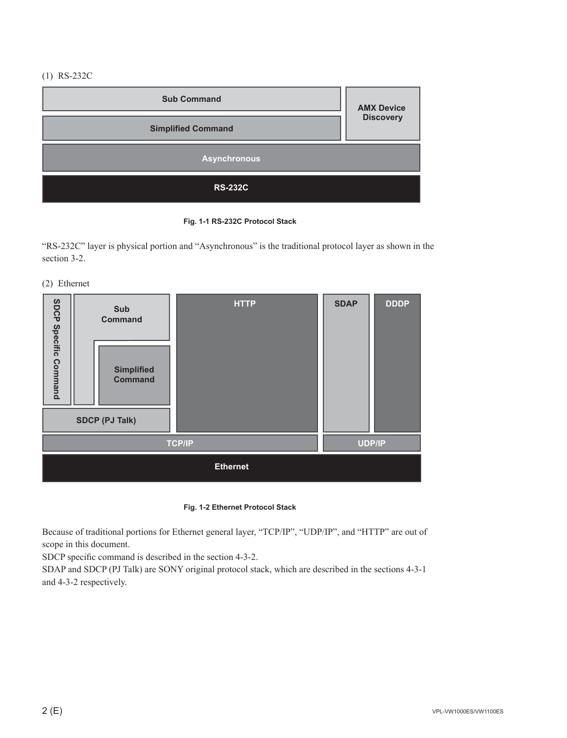(1) RS-232C

| Sub Command | AMX Device Discovery |
| --- | --- |
| Simplified Command | |
| Asynchronous | |
| RS-232C | |

**Fig. 1-1 RS-232C Protocol Stack**

“RS-232C” layer is physical portion and “Asynchronous” is the traditional protocol layer as shown in the section 3-2.

(2) Ethernet

| SDCP Specific Command | Sub Command | Simplified Command | HTTP | SDAP | DDDP |
| --- | --- | --- | --- | --- | --- |
| SDCP (PJ Talk) | | | | | |
| TCP/IP | | | | UDP/IP | |
| Ethernet | | | | | |

**Fig. 1-2 Ethernet Protocol Stack**

Because of traditional portions for Ethernet general layer, “TCP/IP”, “UDP/IP”, and “HTTP” are out of scope in this document.
SDCP specific command is described in the section 4-3-2.
SDAP and SDCP (PJ Talk) are SONY original protocol stack, which are described in the sections 4-3-1 and 4-3-2 respectively.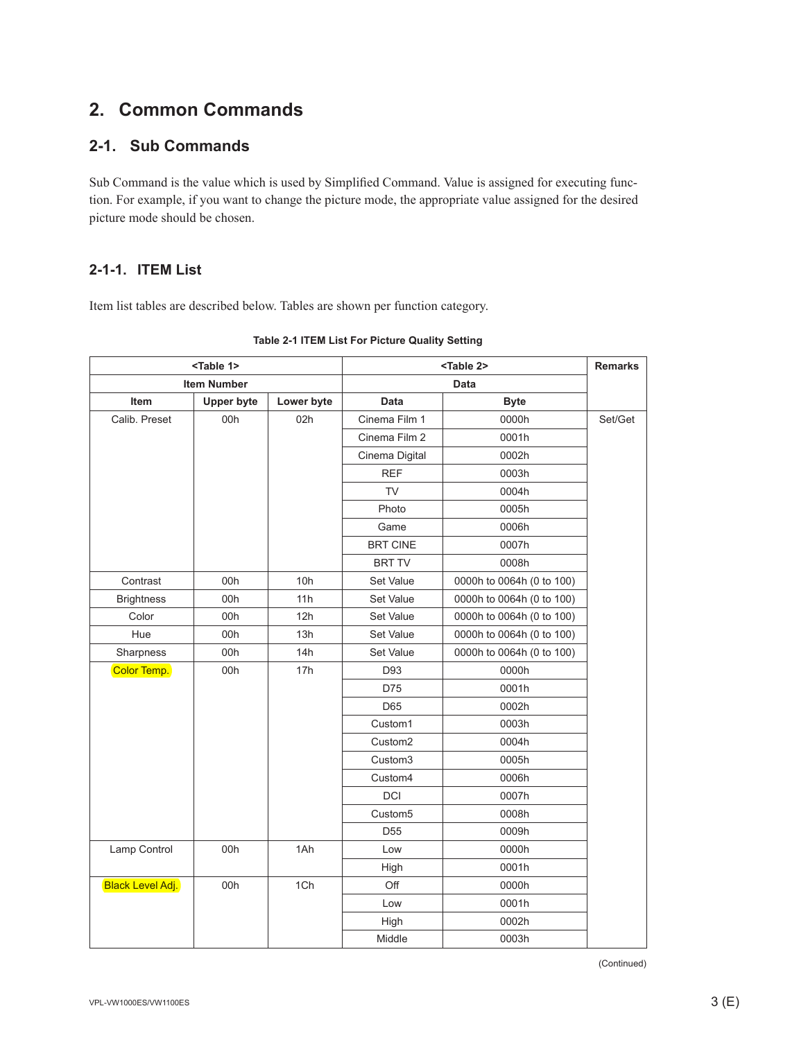## 2. Common Commands

### 2-1. Sub Commands

Sub Command is the value which is used by Simplified Command. Value is assigned for executing function. For example, if you want to change the picture mode, the appropriate value assigned for the desired picture mode should be chosen.

#### 2-1-1. ITEM List

Item list tables are described below. Tables are shown per function category.

**Table 2-1 ITEM List For Picture Quality Setting**

| <Table 1> | | | <Table 2> | | Remarks |
|---|---|---|---|---|---|
| Item Number | | | Data | | |
| Item | Upper byte | Lower byte | Data | Byte | |
| Calib. Preset | 00h | 02h | Cinema Film 1 | 0000h | Set/Get |
| | | | Cinema Film 2 | 0001h | |
| | | | Cinema Digital | 0002h | |
| | | | REF | 0003h | |
| | | | TV | 0004h | |
| | | | Photo | 0005h | |
| | | | Game | 0006h | |
| | | | BRT CINE | 0007h | |
| | | | BRT TV | 0008h | |
| Contrast | 00h | 10h | Set Value | 0000h to 0064h (0 to 100) | |
| Brightness | 00h | 11h | Set Value | 0000h to 0064h (0 to 100) | |
| Color | 00h | 12h | Set Value | 0000h to 0064h (0 to 100) | |
| Hue | 00h | 13h | Set Value | 0000h to 0064h (0 to 100) | |
| Sharpness | 00h | 14h | Set Value | 0000h to 0064h (0 to 100) | |
| Color Temp. | 00h | 17h | D93 | 0000h | |
| | | | D75 | 0001h | |
| | | | D65 | 0002h | |
| | | | Custom1 | 0003h | |
| | | | Custom2 | 0004h | |
| | | | Custom3 | 0005h | |
| | | | Custom4 | 0006h | |
| | | | DCI | 0007h | |
| | | | Custom5 | 0008h | |
| | | | D55 | 0009h | |
| Lamp Control | 00h | 1Ah | Low | 0000h | |
| | | | High | 0001h | |
| Black Level Adj. | 00h | 1Ch | Off | 0000h | |
| | | | Low | 0001h | |
| | | | High | 0002h | |
| | | | Middle | 0003h | |

(Continued)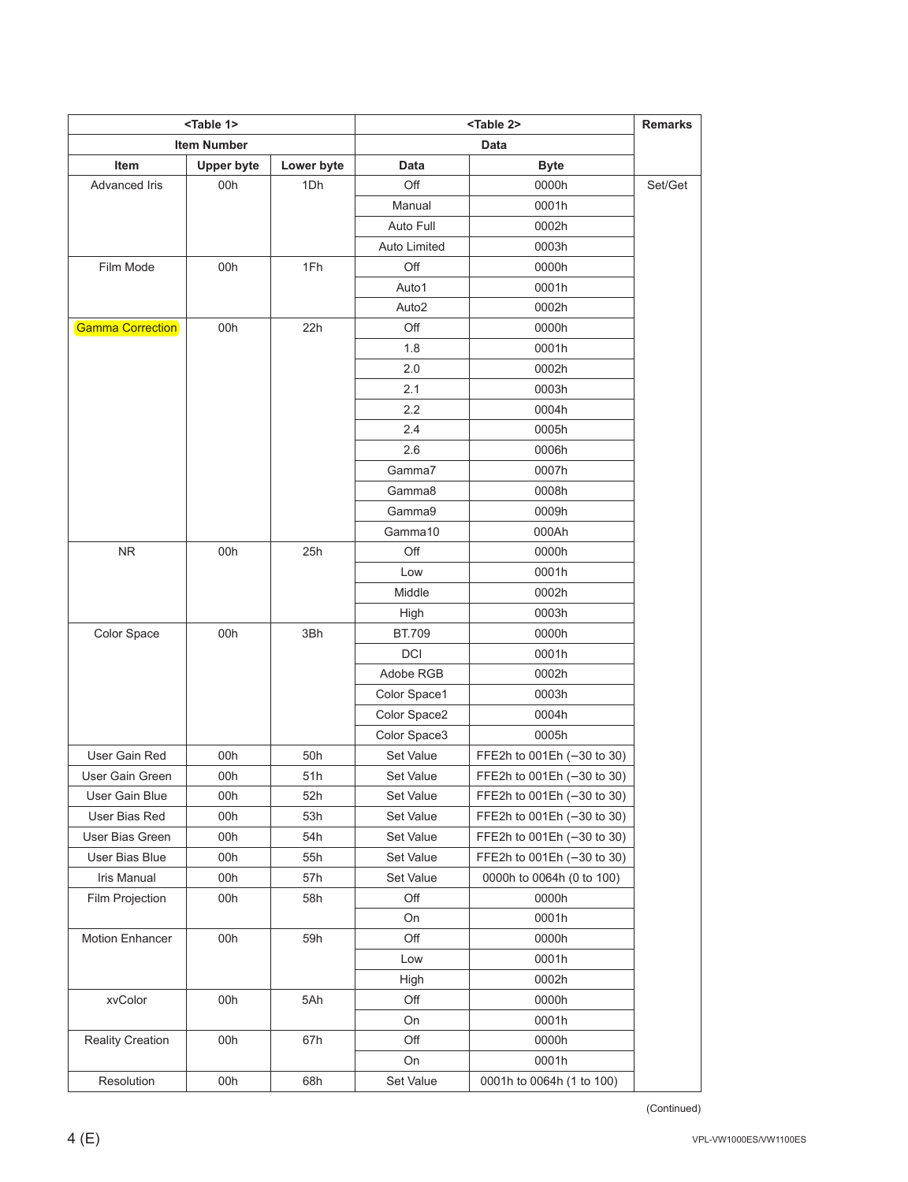| <Table 1> | | | <Table 2> | | Remarks |
|---|---|---|---|---|---|
| Item Number | | | Data | | |
| Item | Upper byte | Lower byte | Data | Byte | |
| Advanced Iris | 00h | 1Dh | Off | 0000h | Set/Get |
| | | | Manual | 0001h | |
| | | | Auto Full | 0002h | |
| | | | Auto Limited | 0003h | |
| Film Mode | 00h | 1Fh | Off | 0000h | |
| | | | Auto1 | 0001h | |
| | | | Auto2 | 0002h | |
| Gamma Correction | 00h | 22h | Off | 0000h | |
| | | | 1.8 | 0001h | |
| | | | 2.0 | 0002h | |
| | | | 2.1 | 0003h | |
| | | | 2.2 | 0004h | |
| | | | 2.4 | 0005h | |
| | | | 2.6 | 0006h | |
| | | | Gamma7 | 0007h | |
| | | | Gamma8 | 0008h | |
| | | | Gamma9 | 0009h | |
| | | | Gamma10 | 000Ah | |
| NR | 00h | 25h | Off | 0000h | |
| | | | Low | 0001h | |
| | | | Middle | 0002h | |
| | | | High | 0003h | |
| Color Space | 00h | 3Bh | BT.709 | 0000h | |
| | | | DCI | 0001h | |
| | | | Adobe RGB | 0002h | |
| | | | Color Space1 | 0003h | |
| | | | Color Space2 | 0004h | |
| | | | Color Space3 | 0005h | |
| User Gain Red | 00h | 50h | Set Value | FFE2h to 001Eh (–30 to 30) | |
| User Gain Green | 00h | 51h | Set Value | FFE2h to 001Eh (–30 to 30) | |
| User Gain Blue | 00h | 52h | Set Value | FFE2h to 001Eh (–30 to 30) | |
| User Bias Red | 00h | 53h | Set Value | FFE2h to 001Eh (–30 to 30) | |
| User Bias Green | 00h | 54h | Set Value | FFE2h to 001Eh (–30 to 30) | |
| User Bias Blue | 00h | 55h | Set Value | FFE2h to 001Eh (–30 to 30) | |
| Iris Manual | 00h | 57h | Set Value | 0000h to 0064h (0 to 100) | |
| Film Projection | 00h | 58h | Off | 0000h | |
| | | | On | 0001h | |
| Motion Enhancer | 00h | 59h | Off | 0000h | |
| | | | Low | 0001h | |
| | | | High | 0002h | |
| xvColor | 00h | 5Ah | Off | 0000h | |
| | | | On | 0001h | |
| Reality Creation | 00h | 67h | Off | 0000h | |
| | | | On | 0001h | |
| Resolution | 00h | 68h | Set Value | 0001h to 0064h (1 to 100) | |

(Continued)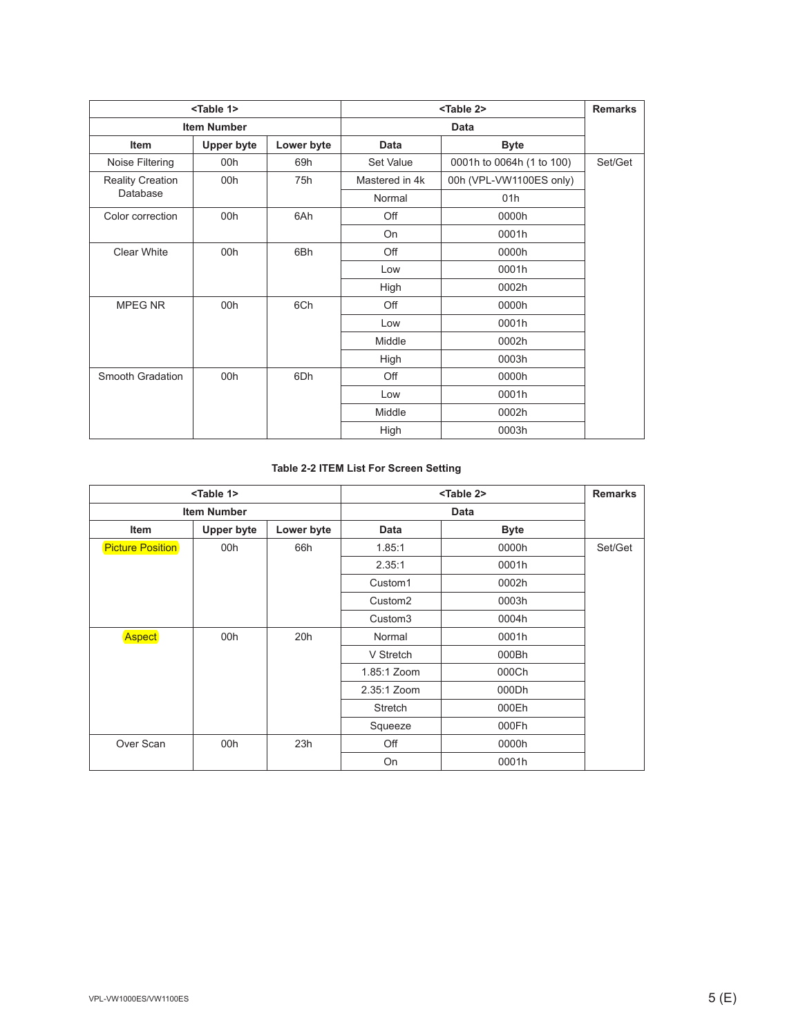| <Table 1> | | | <Table 2> | | Remarks |
|---|---|---|---|---|---|
| Item Number | | | Data | | |
| Item | Upper byte | Lower byte | Data | Byte | |
| Noise Filtering | 00h | 69h | Set Value | 0001h to 0064h (1 to 100) | Set/Get |
| Reality Creation Database | 00h | 75h | Mastered in 4k | 00h (VPL-VW1100ES only) | |
| | | | Normal | 01h | |
| Color correction | 00h | 6Ah | Off | 0000h | |
| | | | On | 0001h | |
| Clear White | 00h | 6Bh | Off | 0000h | |
| | | | Low | 0001h | |
| | | | High | 0002h | |
| MPEG NR | 00h | 6Ch | Off | 0000h | |
| | | | Low | 0001h | |
| | | | Middle | 0002h | |
| | | | High | 0003h | |
| Smooth Gradation | 00h | 6Dh | Off | 0000h | |
| | | | Low | 0001h | |
| | | | Middle | 0002h | |
| | | | High | 0003h | |

**Table 2-2 ITEM List For Screen Setting**

| <Table 1> | | | <Table 2> | | Remarks |
|---|---|---|---|---|---|
| Item Number | | | Data | | |
| Item | Upper byte | Lower byte | Data | Byte | |
| Picture Position | 00h | 66h | 1.85:1 | 0000h | Set/Get |
| | | | 2.35:1 | 0001h | |
| | | | Custom1 | 0002h | |
| | | | Custom2 | 0003h | |
| | | | Custom3 | 0004h | |
| Aspect | 00h | 20h | Normal | 0001h | |
| | | | V Stretch | 000Bh | |
| | | | 1.85:1 Zoom | 000Ch | |
| | | | 2.35:1 Zoom | 000Dh | |
| | | | Stretch | 000Eh | |
| | | | Squeeze | 000Fh | |
| Over Scan | 00h | 23h | Off | 0000h | |
| | | | On | 0001h | |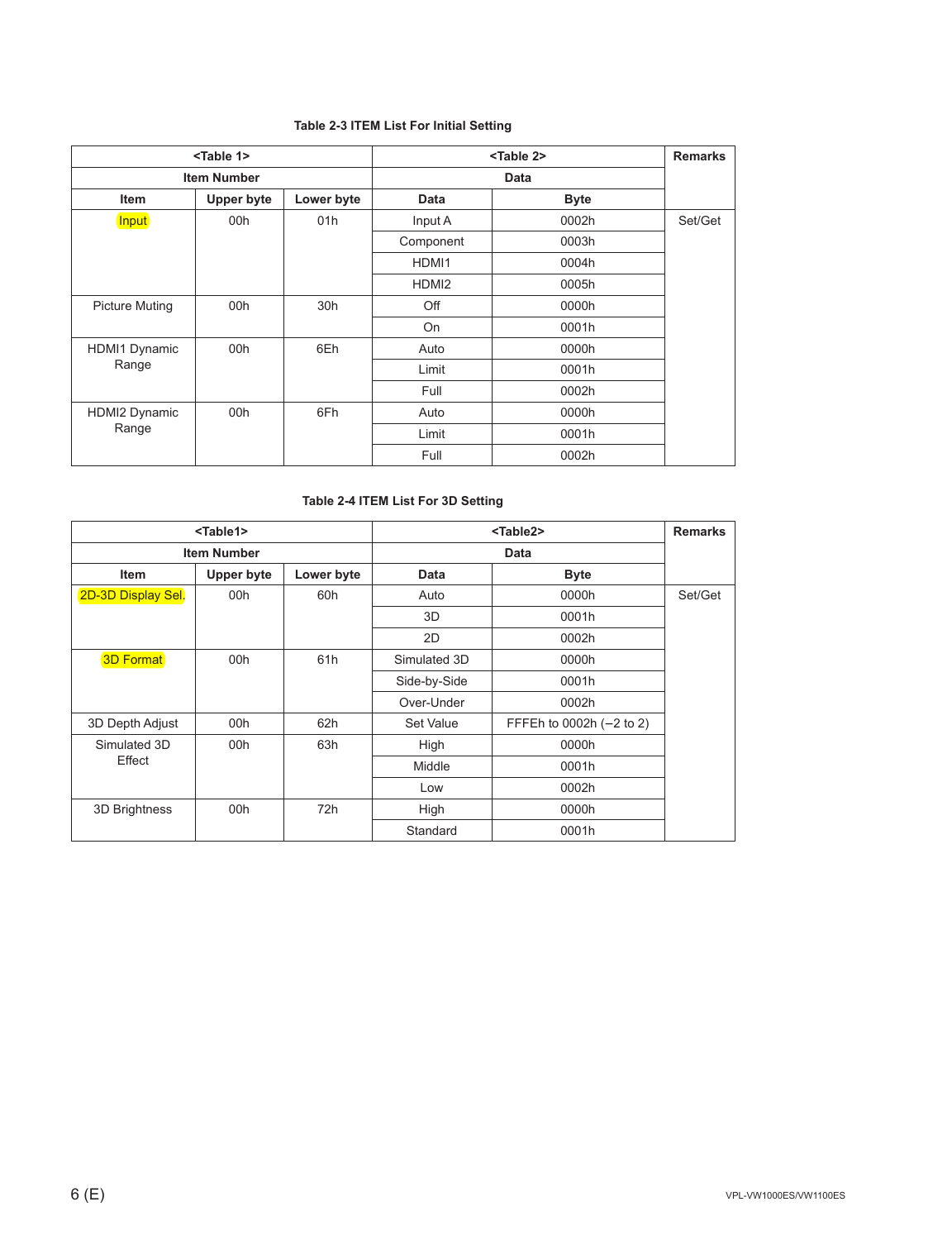**Table 2-3 ITEM List For Initial Setting**

| <Table 1> | | | <Table 2> | | Remarks |
|---|---|---|---|---|---|
| Item Number | | | Data | | |
| Item | Upper byte | Lower byte | Data | Byte | |
| Input | 00h | 01h | Input A | 0002h | Set/Get |
| | | | Component | 0003h | |
| | | | HDMI1 | 0004h | |
| | | | HDMI2 | 0005h | |
| Picture Muting | 00h | 30h | Off | 0000h | |
| | | | On | 0001h | |
| HDMI1 Dynamic Range | 00h | 6Eh | Auto | 0000h | |
| | | | Limit | 0001h | |
| | | | Full | 0002h | |
| HDMI2 Dynamic Range | 00h | 6Fh | Auto | 0000h | |
| | | | Limit | 0001h | |
| | | | Full | 0002h | |

**Table 2-4 ITEM List For 3D Setting**

| <Table1> | | | <Table2> | | Remarks |
|---|---|---|---|---|---|
| Item Number | | | Data | | |
| Item | Upper byte | Lower byte | Data | Byte | |
| 2D-3D Display Sel. | 00h | 60h | Auto | 0000h | Set/Get |
| | | | 3D | 0001h | |
| | | | 2D | 0002h | |
| 3D Format | 00h | 61h | Simulated 3D | 0000h | |
| | | | Side-by-Side | 0001h | |
| | | | Over-Under | 0002h | |
| 3D Depth Adjust | 00h | 62h | Set Value | FFFEh to 0002h (–2 to 2) | |
| Simulated 3D Effect | 00h | 63h | High | 0000h | |
| | | | Middle | 0001h | |
| | | | Low | 0002h | |
| 3D Brightness | 00h | 72h | High | 0000h | |
| | | | Standard | 0001h | |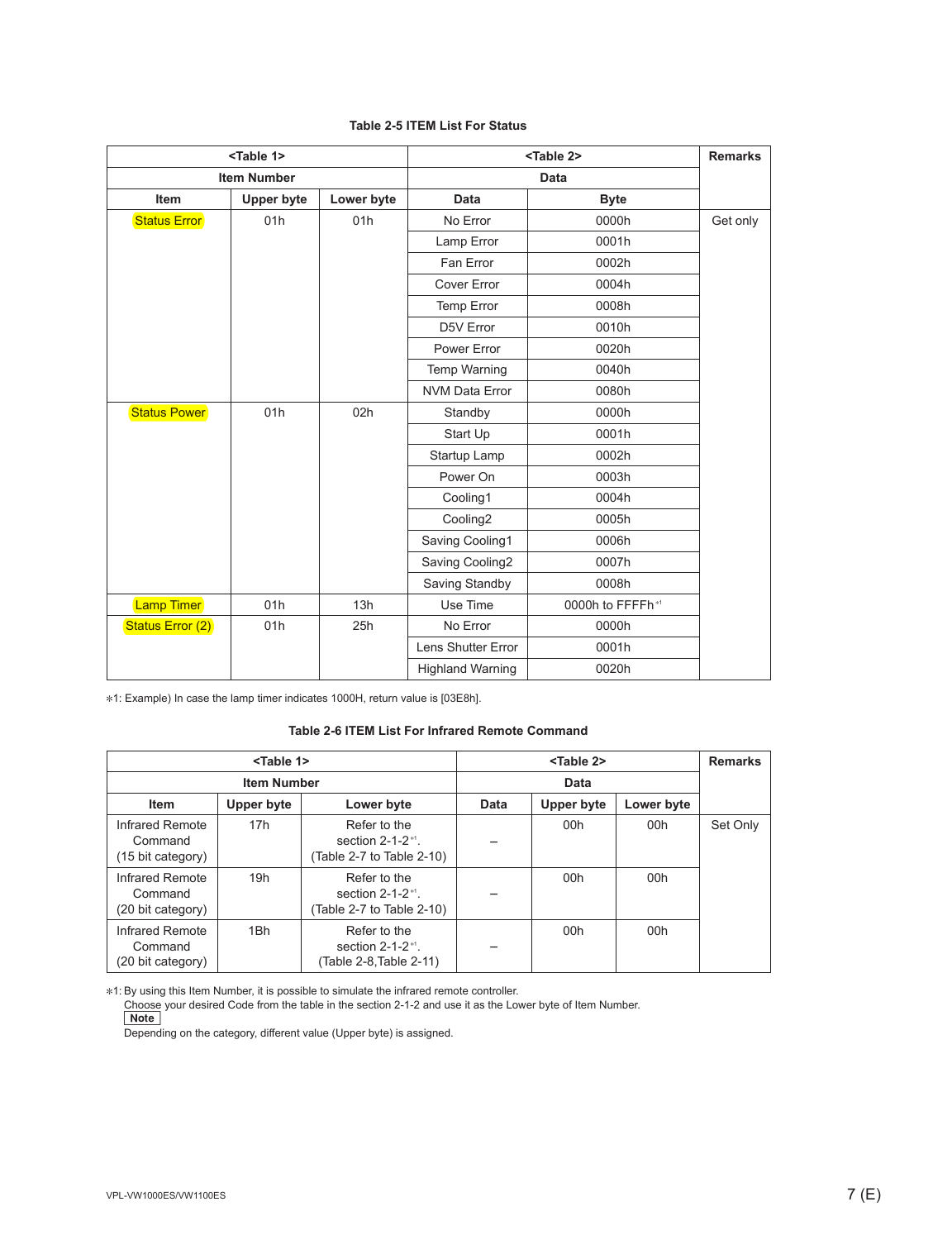**Table 2-5 ITEM List For Status**

| <Table 1> | | | <Table 2> | | Remarks |
|---|---|---|---|---|---|
| Item Number | | | Data | | |
| Item | Upper byte | Lower byte | Data | Byte | |
| Status Error | 01h | 01h | No Error | 0000h | Get only |
| | | | Lamp Error | 0001h | |
| | | | Fan Error | 0002h | |
| | | | Cover Error | 0004h | |
| | | | Temp Error | 0008h | |
| | | | D5V Error | 0010h | |
| | | | Power Error | 0020h | |
| | | | Temp Warning | 0040h | |
| | | | NVM Data Error | 0080h | |
| Status Power | 01h | 02h | Standby | 0000h | |
| | | | Start Up | 0001h | |
| | | | Startup Lamp | 0002h | |
| | | | Power On | 0003h | |
| | | | Cooling1 | 0004h | |
| | | | Cooling2 | 0005h | |
| | | | Saving Cooling1 | 0006h | |
| | | | Saving Cooling2 | 0007h | |
| | | | Saving Standby | 0008h | |
| Lamp Timer | 01h | 13h | Use Time | 0000h to FFFFh *1 | |
| Status Error (2) | 01h | 25h | No Error | 0000h | |
| | | | Lens Shutter Error | 0001h | |
| | | | Highland Warning | 0020h | |

*1: Example) In case the lamp timer indicates 1000H, return value is [03E8h].

**Table 2-6 ITEM List For Infrared Remote Command**

| <Table 1> | | | <Table 2> | | | Remarks |
|---|---|---|---|---|---|---|
| Item Number | | | Data | | | |
| Item | Upper byte | Lower byte | Data | Upper byte | Lower byte | |
| Infrared Remote Command (15 bit category) | 17h | Refer to the section 2-1-2 *1. (Table 2-7 to Table 2-10) | – | 00h | 00h | Set Only |
| Infrared Remote Command (20 bit category) | 19h | Refer to the section 2-1-2 *1. (Table 2-7 to Table 2-10) | – | 00h | 00h | |
| Infrared Remote Command (20 bit category) | 1Bh | Refer to the section 2-1-2 *1. (Table 2-8, Table 2-11) | – | 00h | 00h | |

*1: By using this Item Number, it is possible to simulate the infrared remote controller.
Choose your desired Code from the table in the section 2-1-2 and use it as the Lower byte of Item Number.

**Note**

Depending on the category, different value (Upper byte) is assigned.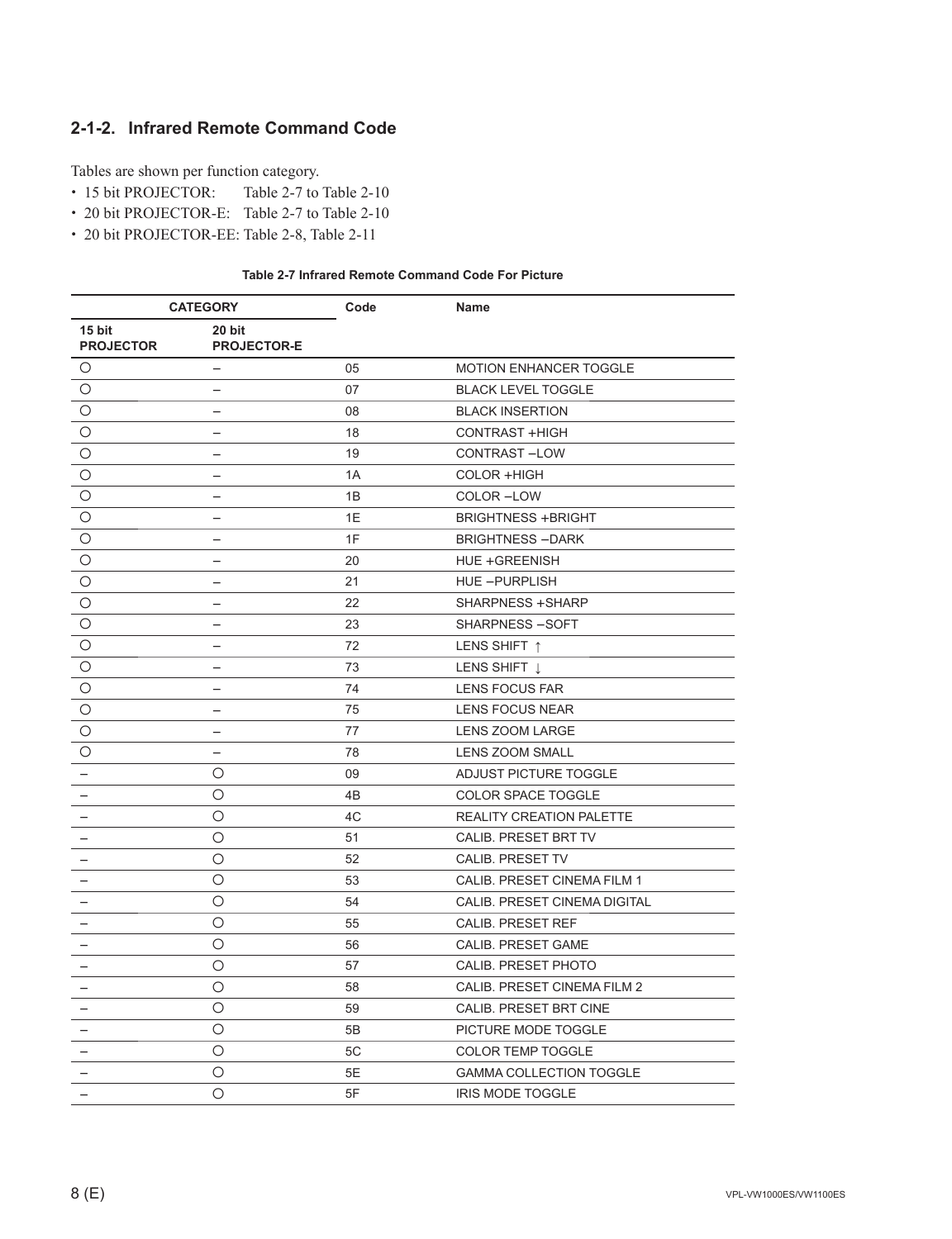## 2-1-2. Infrared Remote Command Code

Tables are shown per function category.

- 15 bit PROJECTOR: Table 2-7 to Table 2-10
- 20 bit PROJECTOR-E: Table 2-7 to Table 2-10
- 20 bit PROJECTOR-EE: Table 2-8, Table 2-11

**Table 2-7 Infrared Remote Command Code For Picture**

| CATEGORY | | Code | Name |
|---|---|---|---|
| 15 bit PROJECTOR | 20 bit PROJECTOR-E | | |
| ○ | – | 05 | MOTION ENHANCER TOGGLE |
| ○ | – | 07 | BLACK LEVEL TOGGLE |
| ○ | – | 08 | BLACK INSERTION |
| ○ | – | 18 | CONTRAST +HIGH |
| ○ | – | 19 | CONTRAST –LOW |
| ○ | – | 1A | COLOR +HIGH |
| ○ | – | 1B | COLOR –LOW |
| ○ | – | 1E | BRIGHTNESS +BRIGHT |
| ○ | – | 1F | BRIGHTNESS –DARK |
| ○ | – | 20 | HUE +GREENISH |
| ○ | – | 21 | HUE –PURPLISH |
| ○ | – | 22 | SHARPNESS +SHARP |
| ○ | – | 23 | SHARPNESS –SOFT |
| ○ | – | 72 | LENS SHIFT ↑ |
| ○ | – | 73 | LENS SHIFT ↓ |
| ○ | – | 74 | LENS FOCUS FAR |
| ○ | – | 75 | LENS FOCUS NEAR |
| ○ | – | 77 | LENS ZOOM LARGE |
| ○ | – | 78 | LENS ZOOM SMALL |
| – | ○ | 09 | ADJUST PICTURE TOGGLE |
| – | ○ | 4B | COLOR SPACE TOGGLE |
| – | ○ | 4C | REALITY CREATION PALETTE |
| – | ○ | 51 | CALIB. PRESET BRT TV |
| – | ○ | 52 | CALIB. PRESET TV |
| – | ○ | 53 | CALIB. PRESET CINEMA FILM 1 |
| – | ○ | 54 | CALIB. PRESET CINEMA DIGITAL |
| – | ○ | 55 | CALIB. PRESET REF |
| – | ○ | 56 | CALIB. PRESET GAME |
| – | ○ | 57 | CALIB. PRESET PHOTO |
| – | ○ | 58 | CALIB. PRESET CINEMA FILM 2 |
| – | ○ | 59 | CALIB. PRESET BRT CINE |
| – | ○ | 5B | PICTURE MODE TOGGLE |
| – | ○ | 5C | COLOR TEMP TOGGLE |
| – | ○ | 5E | GAMMA COLLECTION TOGGLE |
| – | ○ | 5F | IRIS MODE TOGGLE |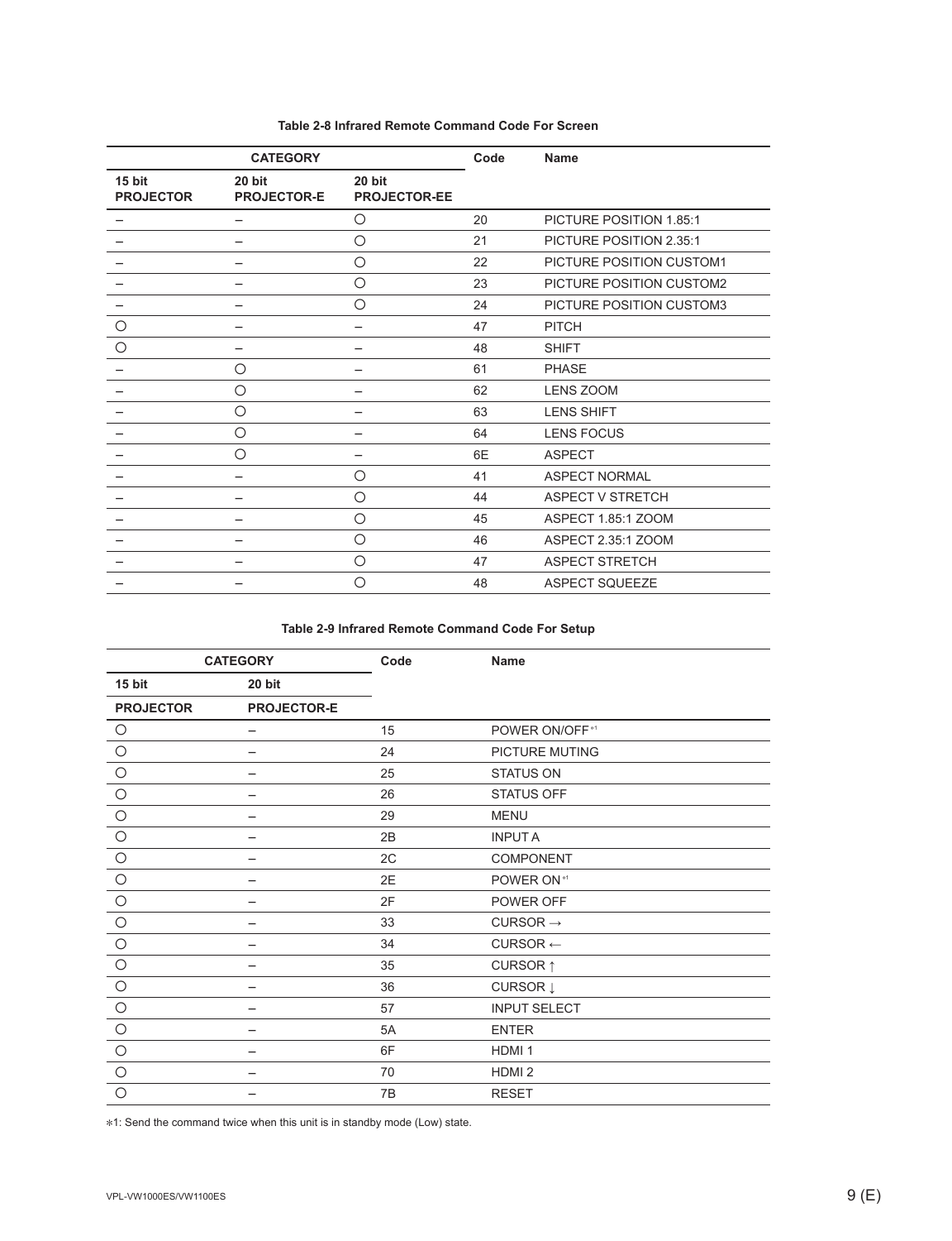**Table 2-8 Infrared Remote Command Code For Screen**

| CATEGORY | | | Code | Name |
|---|---|---|---|---|
| 15 bit PROJECTOR | 20 bit PROJECTOR-E | 20 bit PROJECTOR-EE | | |
| – | – | ○ | 20 | PICTURE POSITION 1.85:1 |
| – | – | ○ | 21 | PICTURE POSITION 2.35:1 |
| – | – | ○ | 22 | PICTURE POSITION CUSTOM1 |
| – | – | ○ | 23 | PICTURE POSITION CUSTOM2 |
| – | – | ○ | 24 | PICTURE POSITION CUSTOM3 |
| ○ | – | – | 47 | PITCH |
| ○ | – | – | 48 | SHIFT |
| – | ○ | – | 61 | PHASE |
| – | ○ | – | 62 | LENS ZOOM |
| – | ○ | – | 63 | LENS SHIFT |
| – | ○ | – | 64 | LENS FOCUS |
| – | ○ | – | 6E | ASPECT |
| – | – | ○ | 41 | ASPECT NORMAL |
| – | – | ○ | 44 | ASPECT V STRETCH |
| – | – | ○ | 45 | ASPECT 1.85:1 ZOOM |
| – | – | ○ | 46 | ASPECT 2.35:1 ZOOM |
| – | – | ○ | 47 | ASPECT STRETCH |
| – | – | ○ | 48 | ASPECT SQUEEZE |

**Table 2-9 Infrared Remote Command Code For Setup**

| CATEGORY | | Code | Name |
|---|---|---|---|
| 15 bit | 20 bit | | |
| PROJECTOR | PROJECTOR-E | | |
| ○ | – | 15 | POWER ON/OFF *1 |
| ○ | – | 24 | PICTURE MUTING |
| ○ | – | 25 | STATUS ON |
| ○ | – | 26 | STATUS OFF |
| ○ | – | 29 | MENU |
| ○ | – | 2B | INPUT A |
| ○ | – | 2C | COMPONENT |
| ○ | – | 2E | POWER ON *1 |
| ○ | – | 2F | POWER OFF |
| ○ | – | 33 | CURSOR → |
| ○ | – | 34 | CURSOR ← |
| ○ | – | 35 | CURSOR ↑ |
| ○ | – | 36 | CURSOR ↓ |
| ○ | – | 57 | INPUT SELECT |
| ○ | – | 5A | ENTER |
| ○ | – | 6F | HDMI 1 |
| ○ | – | 70 | HDMI 2 |
| ○ | – | 7B | RESET |

*1: Send the command twice when this unit is in standby mode (Low) state.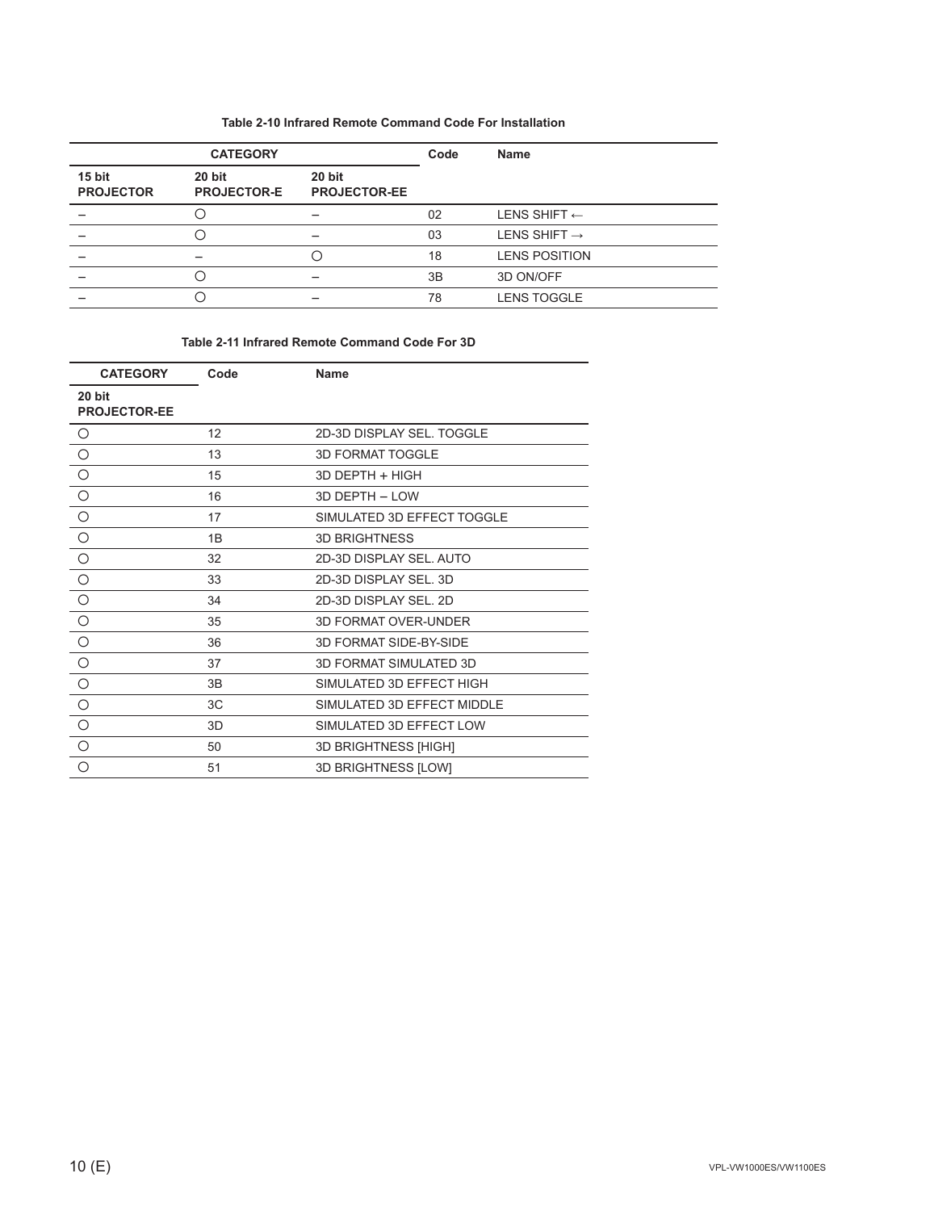**Table 2-10 Infrared Remote Command Code For Installation**

| CATEGORY | | | Code | Name |
|---|---|---|---|---|
| 15 bit PROJECTOR | 20 bit PROJECTOR-E | 20 bit PROJECTOR-EE | | |
| – | ○ | – | 02 | LENS SHIFT ← |
| – | ○ | – | 03 | LENS SHIFT → |
| – | – | ○ | 18 | LENS POSITION |
| – | ○ | – | 3B | 3D ON/OFF |
| – | ○ | – | 78 | LENS TOGGLE |

**Table 2-11 Infrared Remote Command Code For 3D**

| CATEGORY | Code | Name |
|---|---|---|
| 20 bit PROJECTOR-EE | | |
| ○ | 12 | 2D-3D DISPLAY SEL. TOGGLE |
| ○ | 13 | 3D FORMAT TOGGLE |
| ○ | 15 | 3D DEPTH + HIGH |
| ○ | 16 | 3D DEPTH – LOW |
| ○ | 17 | SIMULATED 3D EFFECT TOGGLE |
| ○ | 1B | 3D BRIGHTNESS |
| ○ | 32 | 2D-3D DISPLAY SEL. AUTO |
| ○ | 33 | 2D-3D DISPLAY SEL. 3D |
| ○ | 34 | 2D-3D DISPLAY SEL. 2D |
| ○ | 35 | 3D FORMAT OVER-UNDER |
| ○ | 36 | 3D FORMAT SIDE-BY-SIDE |
| ○ | 37 | 3D FORMAT SIMULATED 3D |
| ○ | 3B | SIMULATED 3D EFFECT HIGH |
| ○ | 3C | SIMULATED 3D EFFECT MIDDLE |
| ○ | 3D | SIMULATED 3D EFFECT LOW |
| ○ | 50 | 3D BRIGHTNESS [HIGH] |
| ○ | 51 | 3D BRIGHTNESS [LOW] |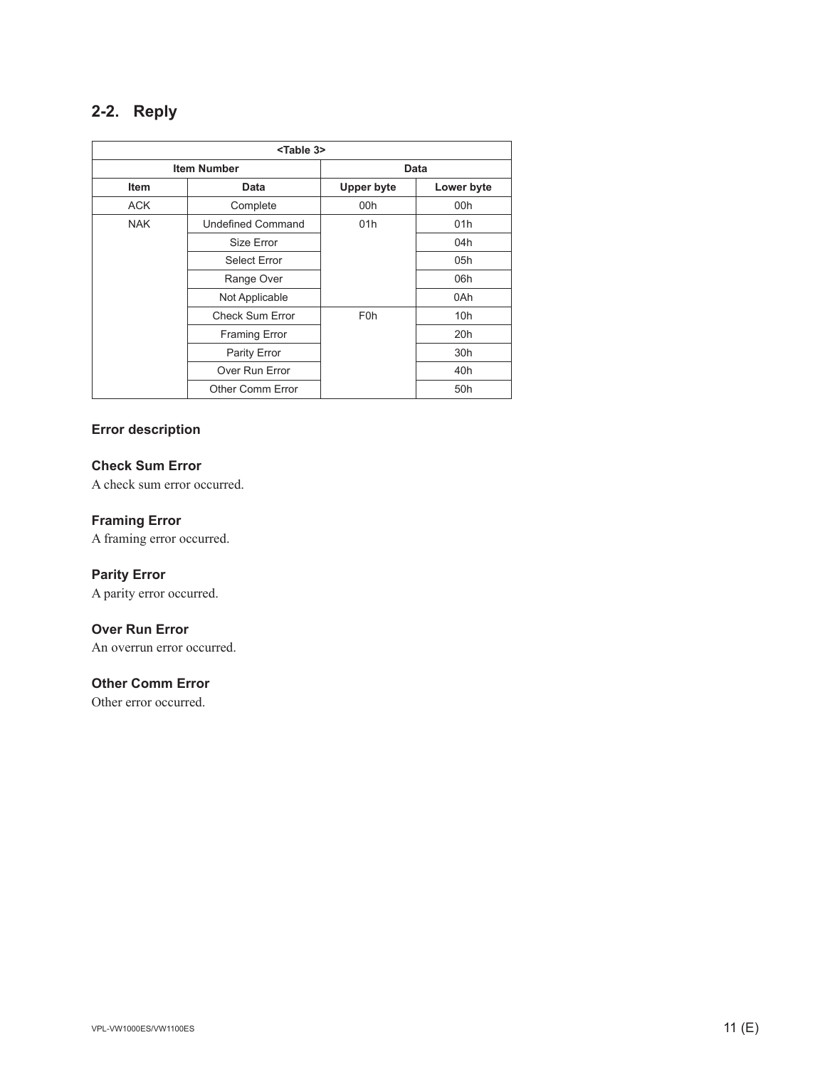## 2-2. Reply

| <Table 3> | | | |
|---|---|---|---|
| **Item Number** | | **Data** | |
| **Item** | **Data** | **Upper byte** | **Lower byte** |
| ACK | Complete | 00h | 00h |
| NAK | Undefined Command | 01h | 01h |
| | Size Error | | 04h |
| | Select Error | | 05h |
| | Range Over | | 06h |
| | Not Applicable | | 0Ah |
| | Check Sum Error | F0h | 10h |
| | Framing Error | | 20h |
| | Parity Error | | 30h |
| | Over Run Error | | 40h |
| | Other Comm Error | | 50h |

### Error description

#### Check Sum Error

A check sum error occurred.

#### Framing Error

A framing error occurred.

#### Parity Error

A parity error occurred.

#### Over Run Error

An overrun error occurred.

#### Other Comm Error

Other error occurred.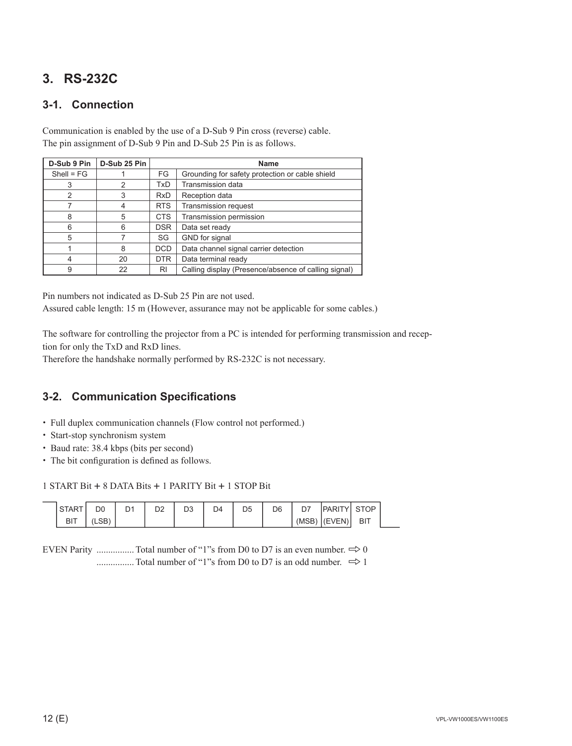# 3. RS-232C

## 3-1. Connection

Communication is enabled by the use of a D-Sub 9 Pin cross (reverse) cable.
The pin assignment of D-Sub 9 Pin and D-Sub 25 Pin is as follows.

| D-Sub 9 Pin | D-Sub 25 Pin | Name | |
|---|---|---|---|
| Shell = FG | 1 | FG | Grounding for safety protection or cable shield |
| 3 | 2 | TxD | Transmission data |
| 2 | 3 | RxD | Reception data |
| 7 | 4 | RTS | Transmission request |
| 8 | 5 | CTS | Transmission permission |
| 6 | 6 | DSR | Data set ready |
| 5 | 7 | SG | GND for signal |
| 1 | 8 | DCD | Data channel signal carrier detection |
| 4 | 20 | DTR | Data terminal ready |
| 9 | 22 | RI | Calling display (Presence/absence of calling signal) |

Pin numbers not indicated as D-Sub 25 Pin are not used.
Assured cable length: 15 m (However, assurance may not be applicable for some cables.)

The software for controlling the projector from a PC is intended for performing transmission and reception for only the TxD and RxD lines.
Therefore the handshake normally performed by RS-232C is not necessary.

## 3-2. Communication Specifications

- Full duplex communication channels (Flow control not performed.)
- Start-stop synchronism system
- Baud rate: 38.4 kbps (bits per second)
- The bit configuration is defined as follows.

1 START Bit + 8 DATA Bits + 1 PARITY Bit + 1 STOP Bit

| START BIT | D0 (LSB) | D1 | D2 | D3 | D4 | D5 | D6 | D7 (MSB) | PARITY (EVEN) | STOP BIT |
|---|---|---|---|---|---|---|---|---|---|---|

EVEN Parity ................ Total number of "1"s from D0 to D7 is an even number. ⇨ 0
................ Total number of "1"s from D0 to D7 is an odd number. ⇨ 1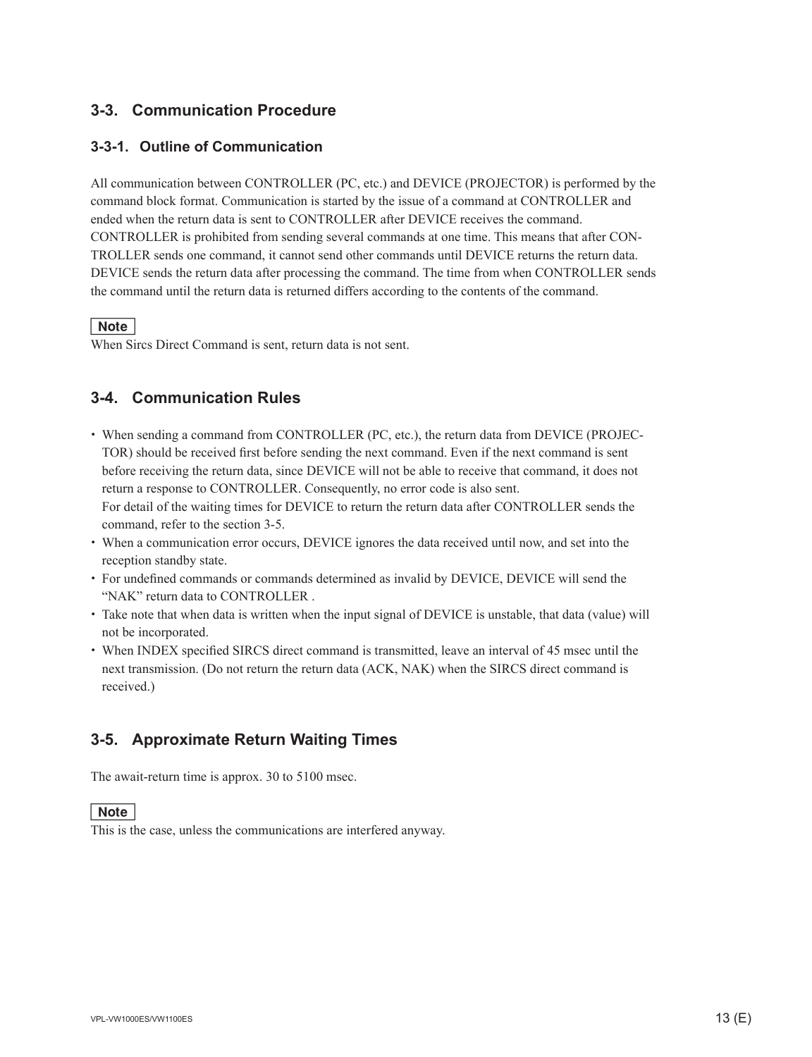## 3-3. Communication Procedure

### 3-3-1. Outline of Communication

All communication between CONTROLLER (PC, etc.) and DEVICE (PROJECTOR) is performed by the command block format. Communication is started by the issue of a command at CONTROLLER and ended when the return data is sent to CONTROLLER after DEVICE receives the command. CONTROLLER is prohibited from sending several commands at one time. This means that after CONTROLLER sends one command, it cannot send other commands until DEVICE returns the return data. DEVICE sends the return data after processing the command. The time from when CONTROLLER sends the command until the return data is returned differs according to the contents of the command.

**Note**

When Sircs Direct Command is sent, return data is not sent.

## 3-4. Communication Rules

- When sending a command from CONTROLLER (PC, etc.), the return data from DEVICE (PROJECTOR) should be received first before sending the next command. Even if the next command is sent before receiving the return data, since DEVICE will not be able to receive that command, it does not return a response to CONTROLLER. Consequently, no error code is also sent.
  For detail of the waiting times for DEVICE to return the return data after CONTROLLER sends the command, refer to the section 3-5.
- When a communication error occurs, DEVICE ignores the data received until now, and set into the reception standby state.
- For undefined commands or commands determined as invalid by DEVICE, DEVICE will send the "NAK" return data to CONTROLLER .
- Take note that when data is written when the input signal of DEVICE is unstable, that data (value) will not be incorporated.
- When INDEX specified SIRCS direct command is transmitted, leave an interval of 45 msec until the next transmission. (Do not return the return data (ACK, NAK) when the SIRCS direct command is received.)

## 3-5. Approximate Return Waiting Times

The await-return time is approx. 30 to 5100 msec.

**Note**

This is the case, unless the communications are interfered anyway.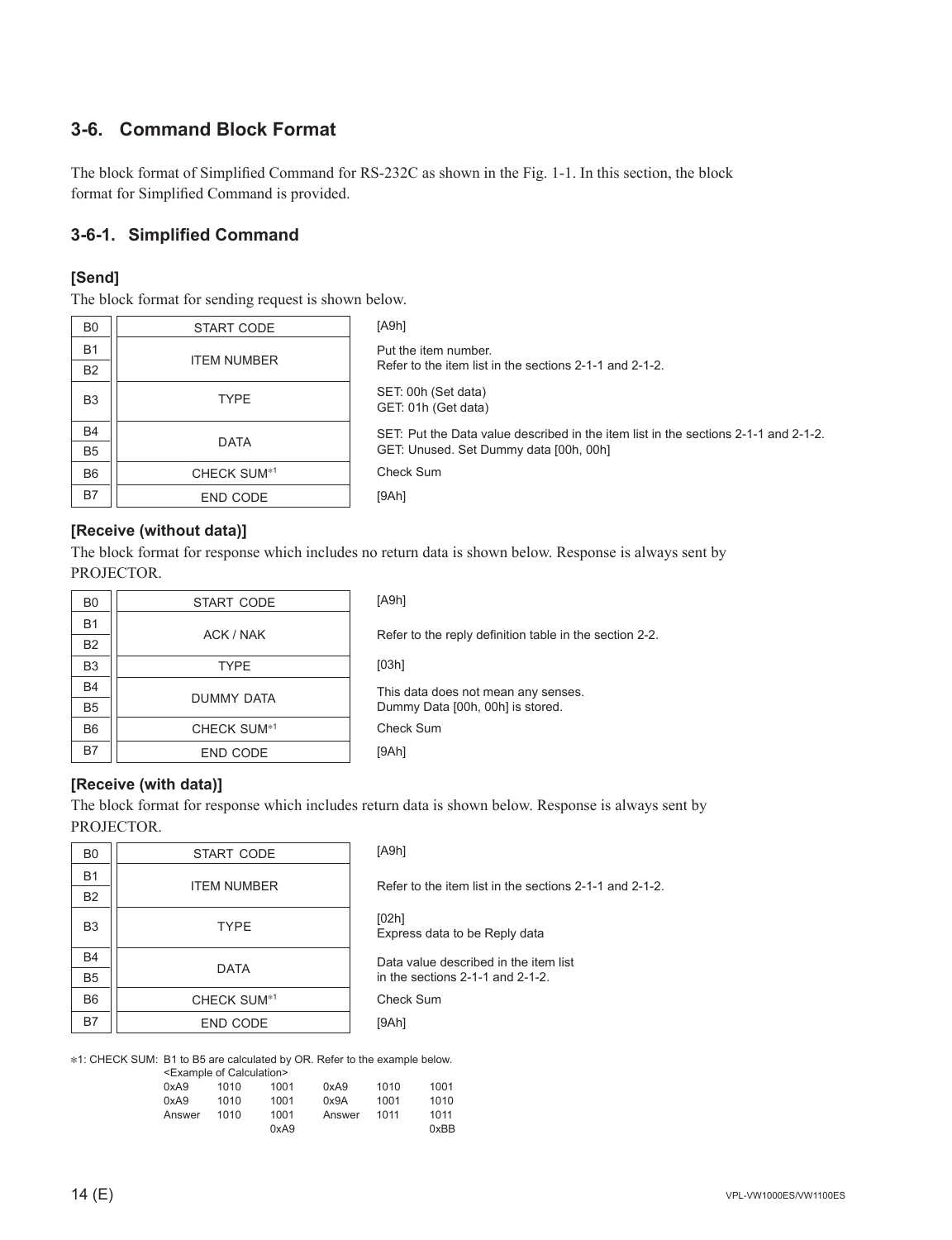## 3-6. Command Block Format

The block format of Simplified Command for RS-232C as shown in the Fig. 1-1. In this section, the block format for Simplified Command is provided.

### 3-6-1. Simplified Command

#### [Send]

The block format for sending request is shown below.

| Byte | Field | Description |
|---|---|---|
| B0 | START CODE | [A9h] |
| B1 | ITEM NUMBER | Put the item number. Refer to the item list in the sections 2-1-1 and 2-1-2. |
| B2 | | |
| B3 | TYPE | SET: 00h (Set data)<br>GET: 01h (Get data) |
| B4 | DATA | SET: Put the Data value described in the item list in the sections 2-1-1 and 2-1-2.<br>GET: Unused. Set Dummy data [00h, 00h] |
| B5 | | |
| B6 | CHECK SUM*1 | Check Sum |
| B7 | END CODE | [9Ah] |

#### [Receive (without data)]

The block format for response which includes no return data is shown below. Response is always sent by PROJECTOR.

| Byte | Field | Description |
|---|---|---|
| B0 | START CODE | [A9h] |
| B1 | ACK / NAK | Refer to the reply definition table in the section 2-2. |
| B2 | | |
| B3 | TYPE | [03h] |
| B4 | DUMMY DATA | This data does not mean any senses.<br>Dummy Data [00h, 00h] is stored. |
| B5 | | |
| B6 | CHECK SUM*1 | Check Sum |
| B7 | END CODE | [9Ah] |

#### [Receive (with data)]

The block format for response which includes return data is shown below. Response is always sent by PROJECTOR.

| Byte | Field | Description |
|---|---|---|
| B0 | START CODE | [A9h] |
| B1 | ITEM NUMBER | Refer to the item list in the sections 2-1-1 and 2-1-2. |
| B2 | | |
| B3 | TYPE | [02h]<br>Express data to be Reply data |
| B4 | DATA | Data value described in the item list in the sections 2-1-1 and 2-1-2. |
| B5 | | |
| B6 | CHECK SUM*1 | Check Sum |
| B7 | END CODE | [9Ah] |

*1: CHECK SUM: B1 to B5 are calculated by OR. Refer to the example below.

<Example of Calculation>

| | | | | | |
|---|---|---|---|---|---|
| 0xA9 | 1010 | 1001 | 0xA9 | 1010 | 1001 |
| 0xA9 | 1010 | 1001 | 0x9A | 1001 | 1010 |
| Answer | 1010 | 1001 | Answer | 1011 | 1011 |
| | | 0xA9 | | | 0xBB |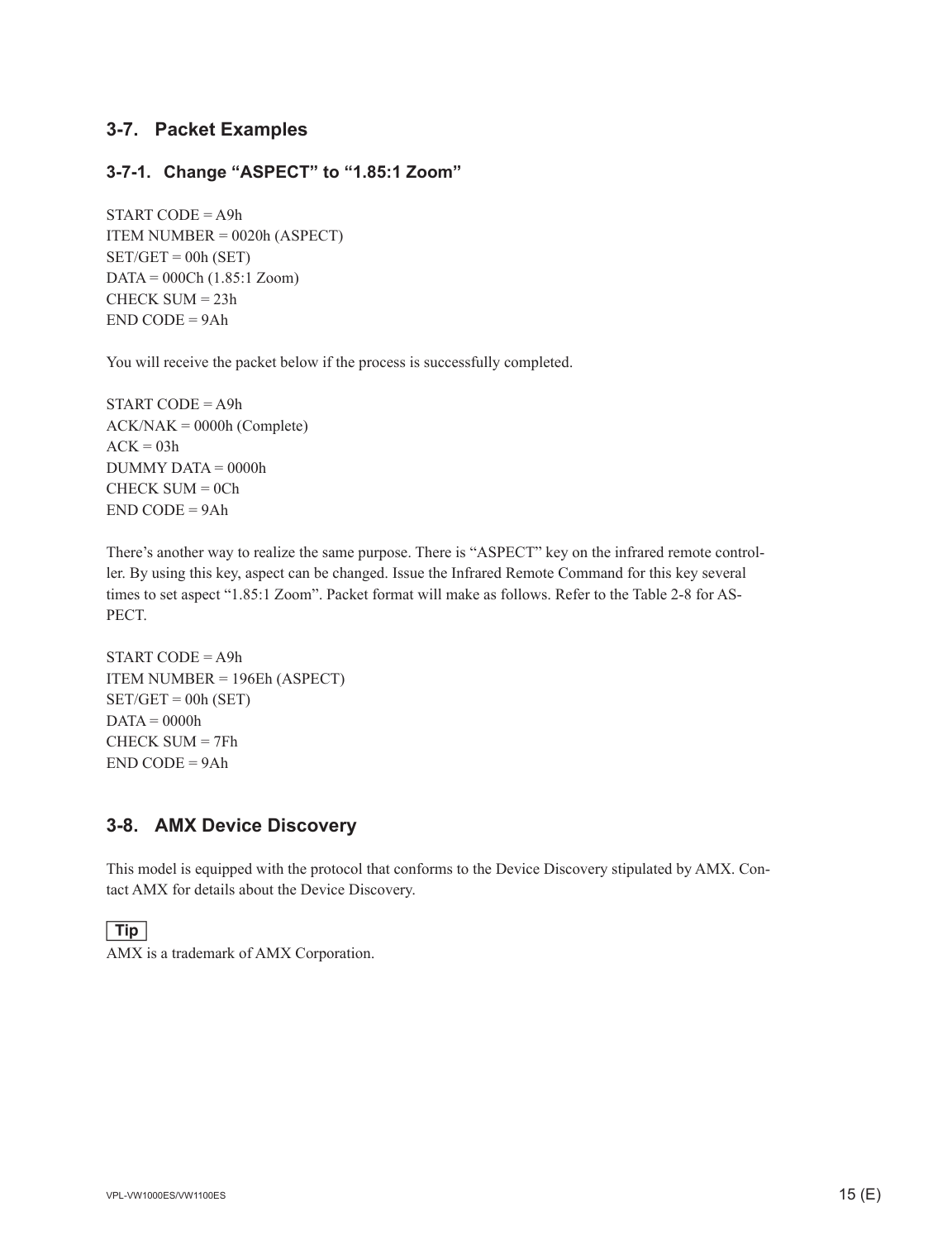## 3-7. Packet Examples

### 3-7-1. Change “ASPECT” to “1.85:1 Zoom”

START CODE = A9h
ITEM NUMBER = 0020h (ASPECT)
SET/GET = 00h (SET)
DATA = 000Ch (1.85:1 Zoom)
CHECK SUM = 23h
END CODE = 9Ah

You will receive the packet below if the process is successfully completed.

START CODE = A9h
ACK/NAK = 0000h (Complete)
ACK = 03h
DUMMY DATA = 0000h
CHECK SUM = 0Ch
END CODE = 9Ah

There’s another way to realize the same purpose. There is “ASPECT” key on the infrared remote controller. By using this key, aspect can be changed. Issue the Infrared Remote Command for this key several times to set aspect “1.85:1 Zoom”. Packet format will make as follows. Refer to the Table 2-8 for ASPECT.

START CODE = A9h
ITEM NUMBER = 196Eh (ASPECT)
SET/GET = 00h (SET)
DATA = 0000h
CHECK SUM = 7Fh
END CODE = 9Ah

## 3-8. AMX Device Discovery

This model is equipped with the protocol that conforms to the Device Discovery stipulated by AMX. Contact AMX for details about the Device Discovery.

**Tip**

AMX is a trademark of AMX Corporation.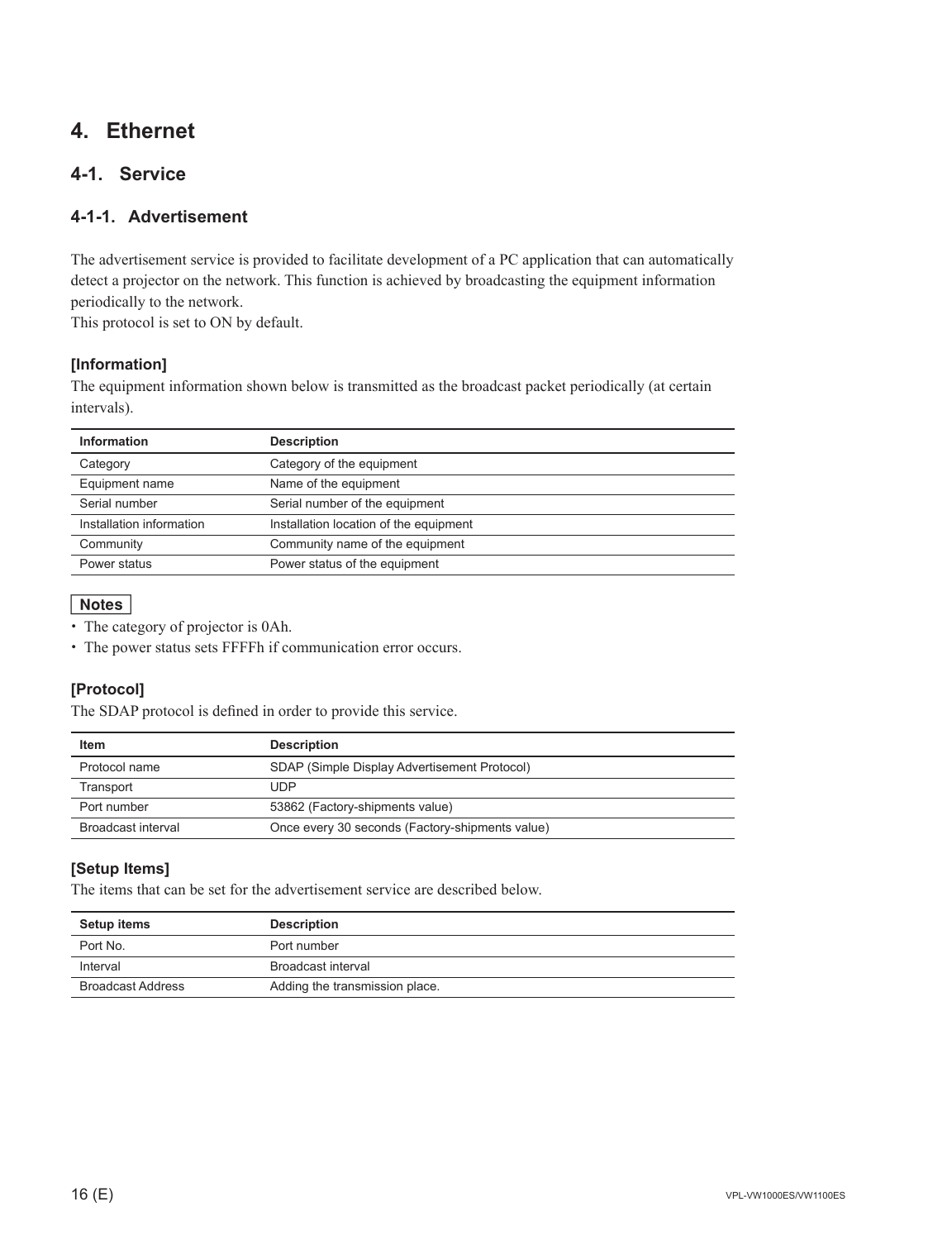# 4. Ethernet

## 4-1. Service

### 4-1-1. Advertisement

The advertisement service is provided to facilitate development of a PC application that can automatically detect a projector on the network. This function is achieved by broadcasting the equipment information periodically to the network.
This protocol is set to ON by default.

**[Information]**

The equipment information shown below is transmitted as the broadcast packet periodically (at certain intervals).

| Information | Description |
|---|---|
| Category | Category of the equipment |
| Equipment name | Name of the equipment |
| Serial number | Serial number of the equipment |
| Installation information | Installation location of the equipment |
| Community | Community name of the equipment |
| Power status | Power status of the equipment |

**Notes**

- The category of projector is 0Ah.
- The power status sets FFFFh if communication error occurs.

**[Protocol]**

The SDAP protocol is defined in order to provide this service.

| Item | Description |
|---|---|
| Protocol name | SDAP (Simple Display Advertisement Protocol) |
| Transport | UDP |
| Port number | 53862 (Factory-shipments value) |
| Broadcast interval | Once every 30 seconds (Factory-shipments value) |

**[Setup Items]**

The items that can be set for the advertisement service are described below.

| Setup items | Description |
|---|---|
| Port No. | Port number |
| Interval | Broadcast interval |
| Broadcast Address | Adding the transmission place. |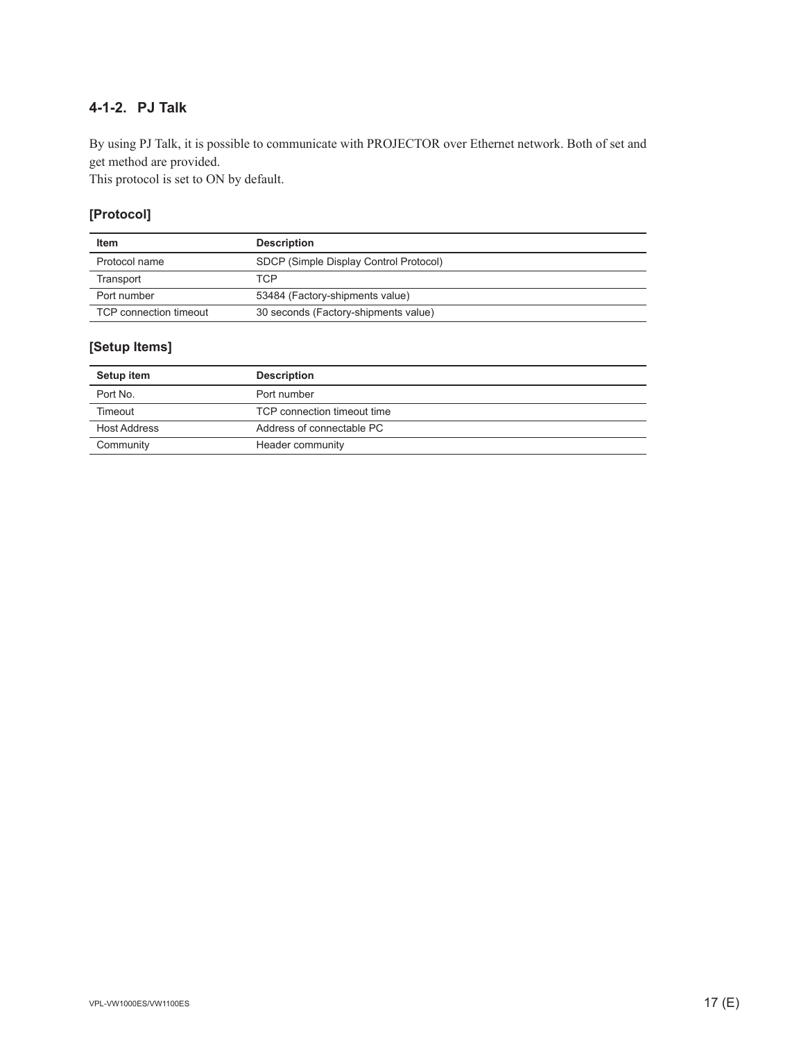### 4-1-2. PJ Talk

By using PJ Talk, it is possible to communicate with PROJECTOR over Ethernet network. Both of set and get method are provided.
This protocol is set to ON by default.

#### [Protocol]

| Item | Description |
| --- | --- |
| Protocol name | SDCP (Simple Display Control Protocol) |
| Transport | TCP |
| Port number | 53484 (Factory-shipments value) |
| TCP connection timeout | 30 seconds (Factory-shipments value) |

#### [Setup Items]

| Setup item | Description |
| --- | --- |
| Port No. | Port number |
| Timeout | TCP connection timeout time |
| Host Address | Address of connectable PC |
| Community | Header community |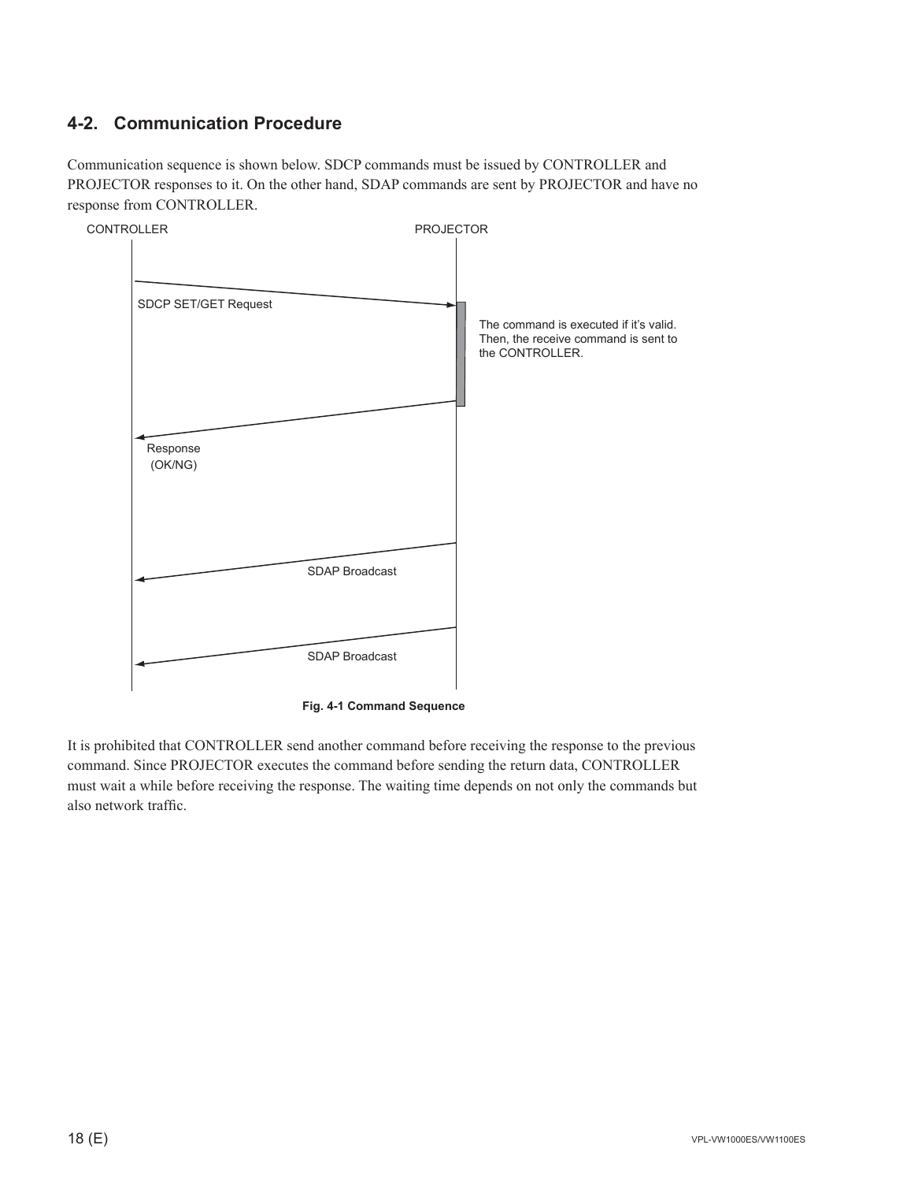## 4-2. Communication Procedure

Communication sequence is shown below. SDCP commands must be issued by CONTROLLER and PROJECTOR responses to it. On the other hand, SDAP commands are sent by PROJECTOR and have no response from CONTROLLER.

CONTROLLER PROJECTOR

SDCP SET/GET Request

The command is executed if it's valid. Then, the receive command is sent to the CONTROLLER.

Response (OK/NG)

SDAP Broadcast

SDAP Broadcast

**Fig. 4-1 Command Sequence**

It is prohibited that CONTROLLER send another command before receiving the response to the previous command. Since PROJECTOR executes the command before sending the return data, CONTROLLER must wait a while before receiving the response. The waiting time depends on not only the commands but also network traffic.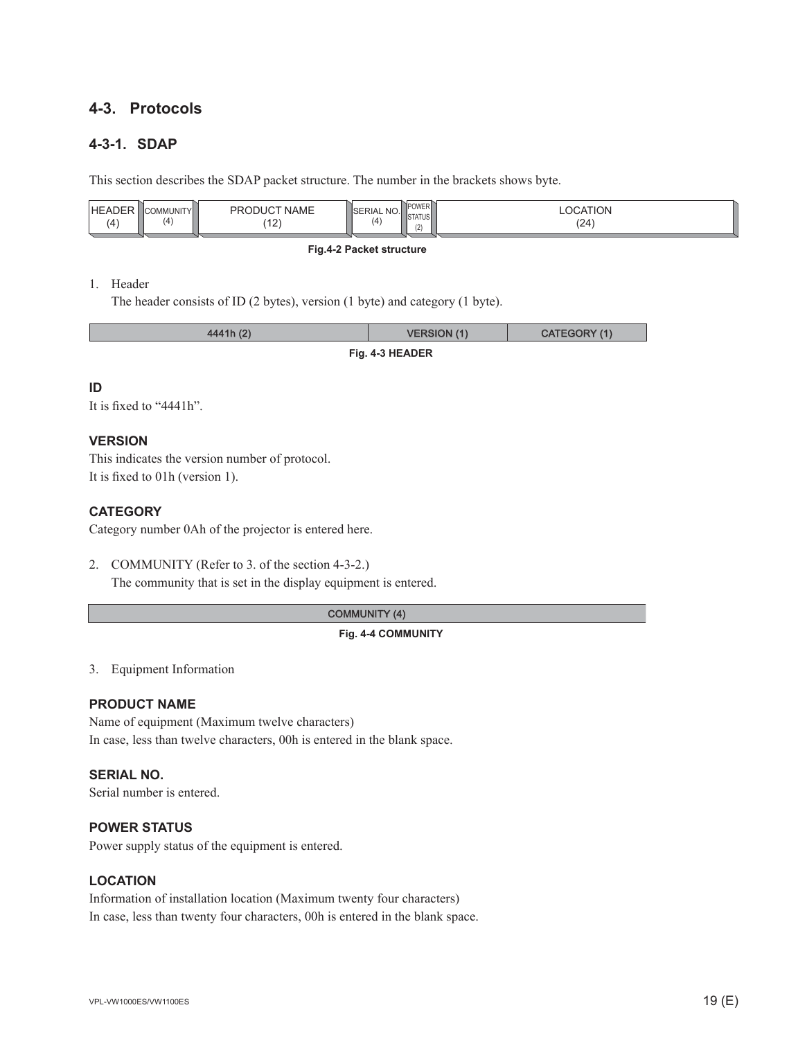## 4-3. Protocols

### 4-3-1. SDAP

This section describes the SDAP packet structure. The number in the brackets shows byte.

| HEADER (4) | COMMUNITY (4) | PRODUCT NAME (12) | SERIAL NO. (4) | POWER STATUS (2) | LOCATION (24) |
|---|---|---|---|---|---|

**Fig.4-2 Packet structure**

1. Header
   The header consists of ID (2 bytes), version (1 byte) and category (1 byte).

| 4441h (2) | VERSION (1) | CATEGORY (1) |
|---|---|---|

**Fig. 4-3 HEADER**

**ID**
It is fixed to “4441h”.

**VERSION**
This indicates the version number of protocol.
It is fixed to 01h (version 1).

**CATEGORY**
Category number 0Ah of the projector is entered here.

2. COMMUNITY (Refer to 3. of the section 4-3-2.)
   The community that is set in the display equipment is entered.

| COMMUNITY (4) |
|---|

**Fig. 4-4 COMMUNITY**

3. Equipment Information

**PRODUCT NAME**
Name of equipment (Maximum twelve characters)
In case, less than twelve characters, 00h is entered in the blank space.

**SERIAL NO.**
Serial number is entered.

**POWER STATUS**
Power supply status of the equipment is entered.

**LOCATION**
Information of installation location (Maximum twenty four characters)
In case, less than twenty four characters, 00h is entered in the blank space.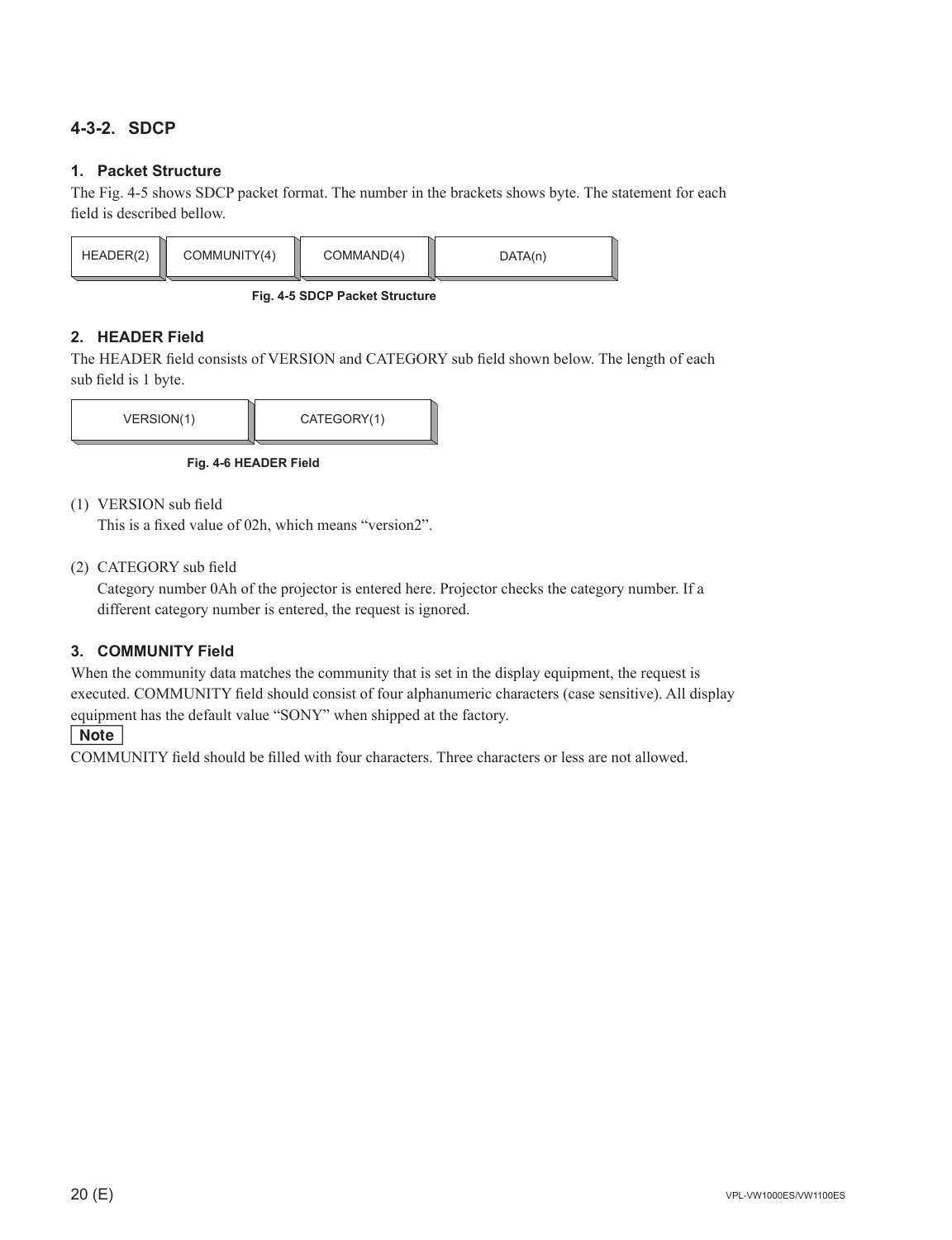## 4-3-2. SDCP

### 1. Packet Structure

The Fig. 4-5 shows SDCP packet format. The number in the brackets shows byte. The statement for each field is described bellow.

| HEADER(2) | COMMUNITY(4) | COMMAND(4) | DATA(n) |
|---|---|---|---|

**Fig. 4-5 SDCP Packet Structure**

### 2. HEADER Field

The HEADER field consists of VERSION and CATEGORY sub field shown below. The length of each sub field is 1 byte.

| VERSION(1) | CATEGORY(1) |
|---|---|

**Fig. 4-6 HEADER Field**

(1) VERSION sub field
This is a fixed value of 02h, which means "version2".

(2) CATEGORY sub field
Category number 0Ah of the projector is entered here. Projector checks the category number. If a different category number is entered, the request is ignored.

### 3. COMMUNITY Field

When the community data matches the community that is set in the display equipment, the request is executed. COMMUNITY field should consist of four alphanumeric characters (case sensitive). All display equipment has the default value "SONY" when shipped at the factory.

**Note**

COMMUNITY field should be filled with four characters. Three characters or less are not allowed.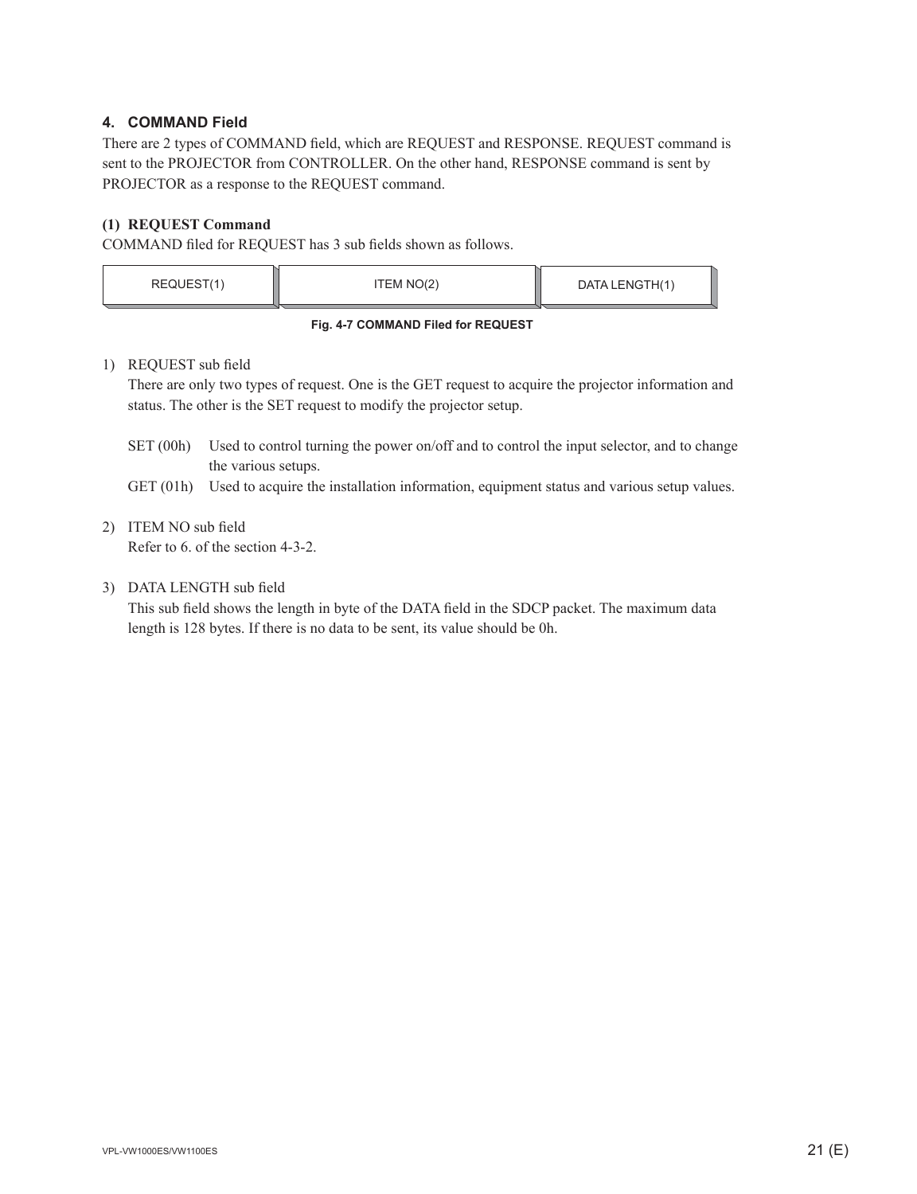### 4. COMMAND Field

There are 2 types of COMMAND field, which are REQUEST and RESPONSE. REQUEST command is sent to the PROJECTOR from CONTROLLER. On the other hand, RESPONSE command is sent by PROJECTOR as a response to the REQUEST command.

#### (1) REQUEST Command

COMMAND filed for REQUEST has 3 sub fields shown as follows.

| REQUEST(1) | ITEM NO(2) | DATA LENGTH(1) |
|---|---|---|

**Fig. 4-7 COMMAND Filed for REQUEST**

1) REQUEST sub field

   There are only two types of request. One is the GET request to acquire the projector information and status. The other is the SET request to modify the projector setup.

   SET (00h) Used to control turning the power on/off and to control the input selector, and to change the various setups.

   GET (01h) Used to acquire the installation information, equipment status and various setup values.

2) ITEM NO sub field

   Refer to 6. of the section 4-3-2.

3) DATA LENGTH sub field

   This sub field shows the length in byte of the DATA field in the SDCP packet. The maximum data length is 128 bytes. If there is no data to be sent, its value should be 0h.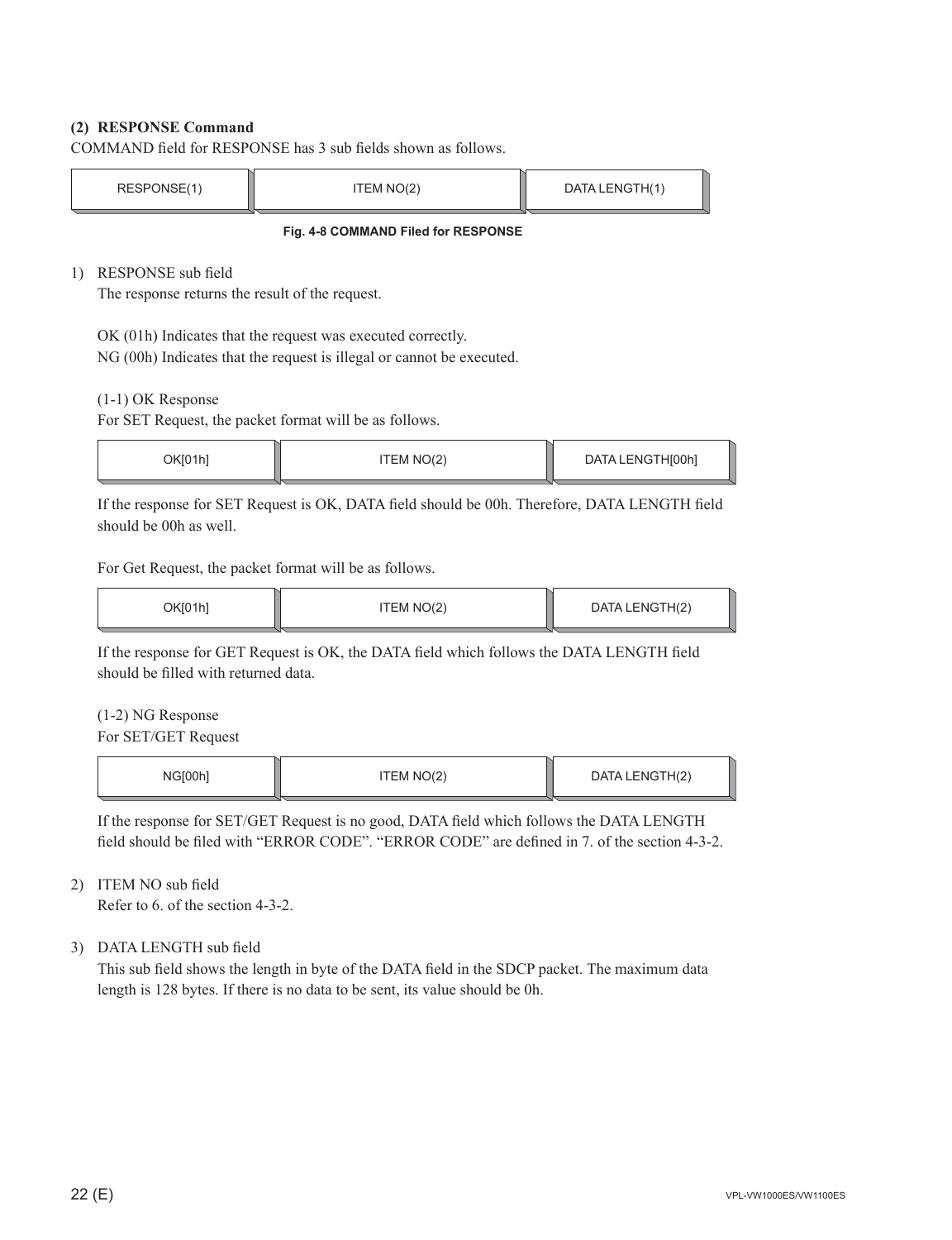### (2) RESPONSE Command

COMMAND field for RESPONSE has 3 sub fields shown as follows.

| RESPONSE(1) | ITEM NO(2) | DATA LENGTH(1) |
|---|---|---|

**Fig. 4-8 COMMAND Filed for RESPONSE**

1) RESPONSE sub field

   The response returns the result of the request.

   OK (01h) Indicates that the request was executed correctly.
   NG (00h) Indicates that the request is illegal or cannot be executed.

   (1-1) OK Response

   For SET Request, the packet format will be as follows.

   | OK[01h] | ITEM NO(2) | DATA LENGTH[00h] |
   |---|---|---|

   If the response for SET Request is OK, DATA field should be 00h. Therefore, DATA LENGTH field should be 00h as well.

   For Get Request, the packet format will be as follows.

   | OK[01h] | ITEM NO(2) | DATA LENGTH(2) |
   |---|---|---|

   If the response for GET Request is OK, the DATA field which follows the DATA LENGTH field should be filled with returned data.

   (1-2) NG Response

   For SET/GET Request

   | NG[00h] | ITEM NO(2) | DATA LENGTH(2) |
   |---|---|---|

   If the response for SET/GET Request is no good, DATA field which follows the DATA LENGTH field should be filed with "ERROR CODE". "ERROR CODE" are defined in 7. of the section 4-3-2.

2) ITEM NO sub field

   Refer to 6. of the section 4-3-2.

3) DATA LENGTH sub field

   This sub field shows the length in byte of the DATA field in the SDCP packet. The maximum data length is 128 bytes. If there is no data to be sent, its value should be 0h.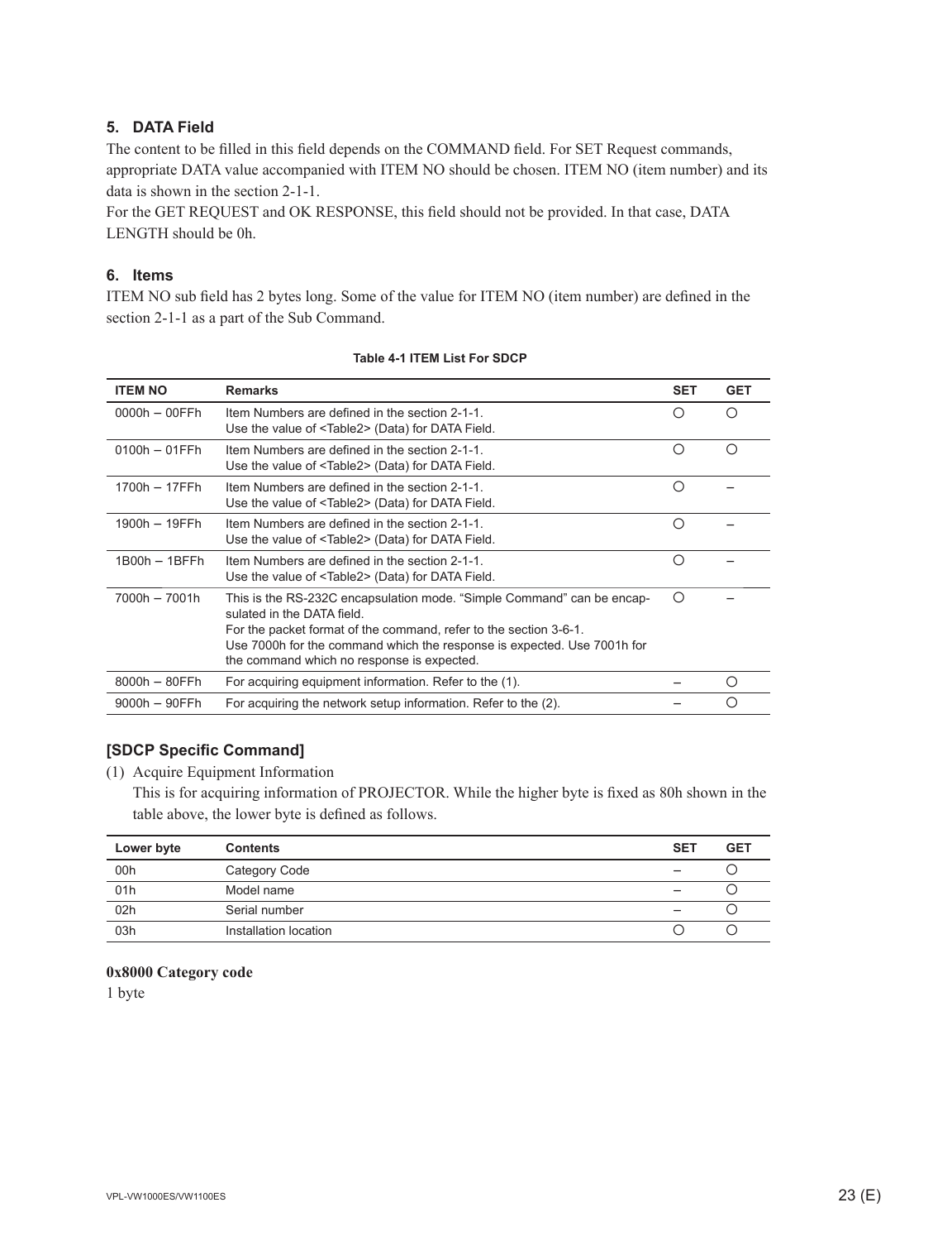### 5. DATA Field

The content to be filled in this field depends on the COMMAND field. For SET Request commands, appropriate DATA value accompanied with ITEM NO should be chosen. ITEM NO (item number) and its data is shown in the section 2-1-1.

For the GET REQUEST and OK RESPONSE, this field should not be provided. In that case, DATA LENGTH should be 0h.

### 6. Items

ITEM NO sub field has 2 bytes long. Some of the value for ITEM NO (item number) are defined in the section 2-1-1 as a part of the Sub Command.

**Table 4-1 ITEM List For SDCP**

| ITEM NO | Remarks | SET | GET |
|---|---|---|---|
| 0000h – 00FFh | Item Numbers are defined in the section 2-1-1.<br>Use the value of <Table2> (Data) for DATA Field. | ○ | ○ |
| 0100h – 01FFh | Item Numbers are defined in the section 2-1-1.<br>Use the value of <Table2> (Data) for DATA Field. | ○ | ○ |
| 1700h – 17FFh | Item Numbers are defined in the section 2-1-1.<br>Use the value of <Table2> (Data) for DATA Field. | ○ | – |
| 1900h – 19FFh | Item Numbers are defined in the section 2-1-1.<br>Use the value of <Table2> (Data) for DATA Field. | ○ | – |
| 1B00h – 1BFFh | Item Numbers are defined in the section 2-1-1.<br>Use the value of <Table2> (Data) for DATA Field. | ○ | – |
| 7000h – 7001h | This is the RS-232C encapsulation mode. “Simple Command” can be encapsulated in the DATA field.<br>For the packet format of the command, refer to the section 3-6-1.<br>Use 7000h for the command which the response is expected. Use 7001h for the command which no response is expected. | ○ | – |
| 8000h – 80FFh | For acquiring equipment information. Refer to the (1). | – | ○ |
| 9000h – 90FFh | For acquiring the network setup information. Refer to the (2). | – | ○ |

### [SDCP Specific Command]

(1) Acquire Equipment Information

This is for acquiring information of PROJECTOR. While the higher byte is fixed as 80h shown in the table above, the lower byte is defined as follows.

| Lower byte | Contents | SET | GET |
|---|---|---|---|
| 00h | Category Code | – | ○ |
| 01h | Model name | – | ○ |
| 02h | Serial number | – | ○ |
| 03h | Installation location | ○ | ○ |

**0x8000 Category code**

1 byte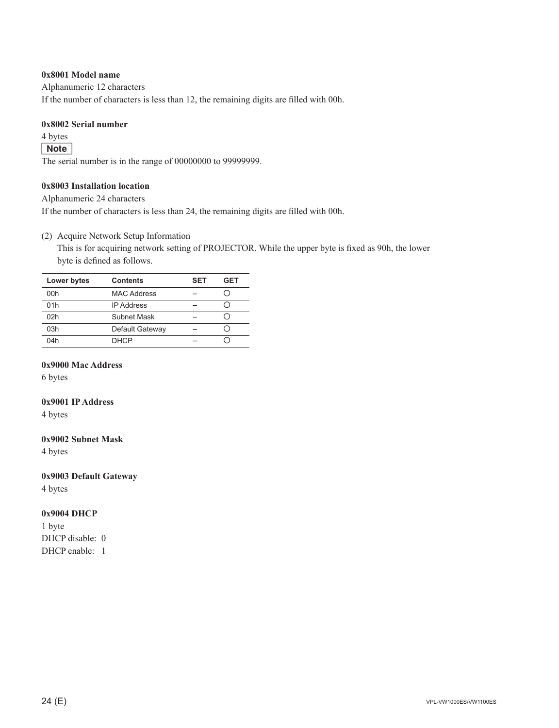**0x8001 Model name**

Alphanumeric 12 characters

If the number of characters is less than 12, the remaining digits are filled with 00h.

**0x8002 Serial number**

4 bytes

**Note**

The serial number is in the range of 00000000 to 99999999.

**0x8003 Installation location**

Alphanumeric 24 characters

If the number of characters is less than 24, the remaining digits are filled with 00h.

(2) Acquire Network Setup Information

This is for acquiring network setting of PROJECTOR. While the upper byte is fixed as 90h, the lower byte is defined as follows.

| Lower bytes | Contents | SET | GET |
|---|---|---|---|
| 00h | MAC Address | – | ○ |
| 01h | IP Address | – | ○ |
| 02h | Subnet Mask | – | ○ |
| 03h | Default Gateway | – | ○ |
| 04h | DHCP | – | ○ |

**0x9000 Mac Address**

6 bytes

**0x9001 IP Address**

4 bytes

**0x9002 Subnet Mask**

4 bytes

**0x9003 Default Gateway**

4 bytes

**0x9004 DHCP**

1 byte

DHCP disable: 0

DHCP enable: 1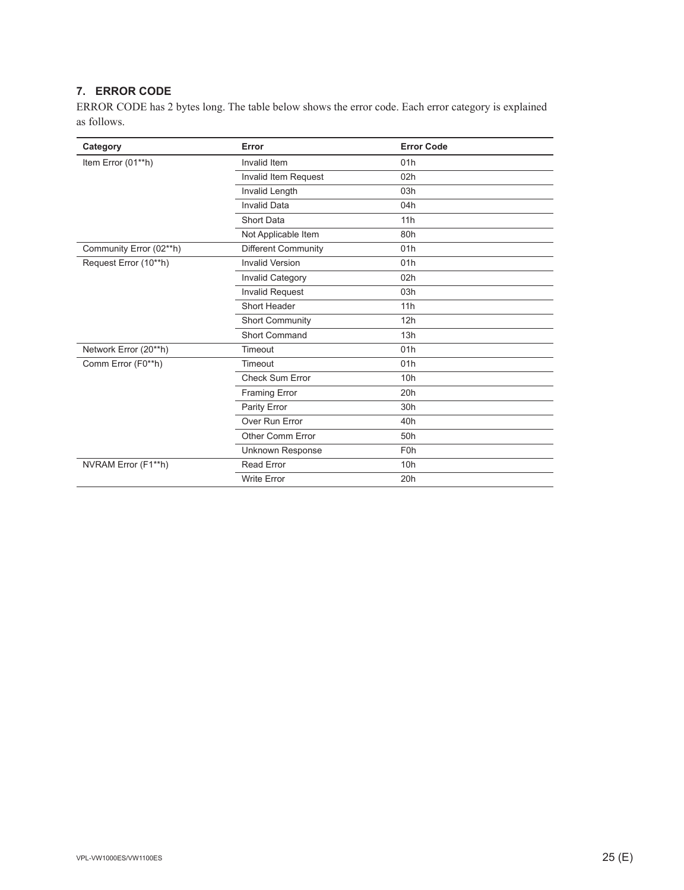## 7. ERROR CODE

ERROR CODE has 2 bytes long. The table below shows the error code. Each error category is explained as follows.

| Category | Error | Error Code |
|---|---|---|
| Item Error (01**h) | Invalid Item | 01h |
| | Invalid Item Request | 02h |
| | Invalid Length | 03h |
| | Invalid Data | 04h |
| | Short Data | 11h |
| | Not Applicable Item | 80h |
| Community Error (02**h) | Different Community | 01h |
| Request Error (10**h) | Invalid Version | 01h |
| | Invalid Category | 02h |
| | Invalid Request | 03h |
| | Short Header | 11h |
| | Short Community | 12h |
| | Short Command | 13h |
| Network Error (20**h) | Timeout | 01h |
| Comm Error (F0**h) | Timeout | 01h |
| | Check Sum Error | 10h |
| | Framing Error | 20h |
| | Parity Error | 30h |
| | Over Run Error | 40h |
| | Other Comm Error | 50h |
| | Unknown Response | F0h |
| NVRAM Error (F1**h) | Read Error | 10h |
| | Write Error | 20h |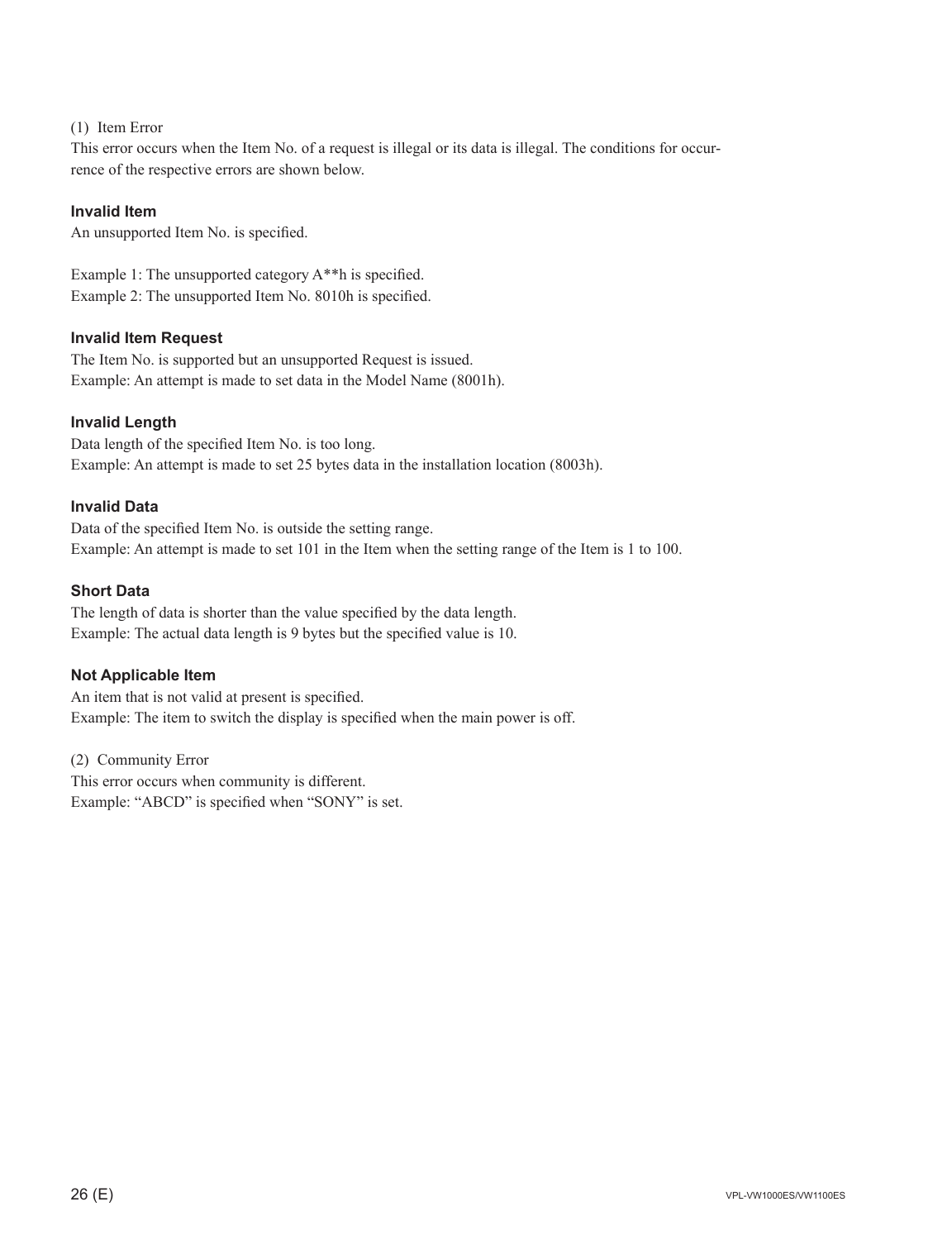(1) Item Error

This error occurs when the Item No. of a request is illegal or its data is illegal. The conditions for occurrence of the respective errors are shown below.

**Invalid Item**

An unsupported Item No. is specified.

Example 1: The unsupported category A**h is specified.
Example 2: The unsupported Item No. 8010h is specified.

**Invalid Item Request**

The Item No. is supported but an unsupported Request is issued.
Example: An attempt is made to set data in the Model Name (8001h).

**Invalid Length**

Data length of the specified Item No. is too long.
Example: An attempt is made to set 25 bytes data in the installation location (8003h).

**Invalid Data**

Data of the specified Item No. is outside the setting range.
Example: An attempt is made to set 101 in the Item when the setting range of the Item is 1 to 100.

**Short Data**

The length of data is shorter than the value specified by the data length.
Example: The actual data length is 9 bytes but the specified value is 10.

**Not Applicable Item**

An item that is not valid at present is specified.
Example: The item to switch the display is specified when the main power is off.

(2) Community Error

This error occurs when community is different.
Example: “ABCD” is specified when “SONY” is set.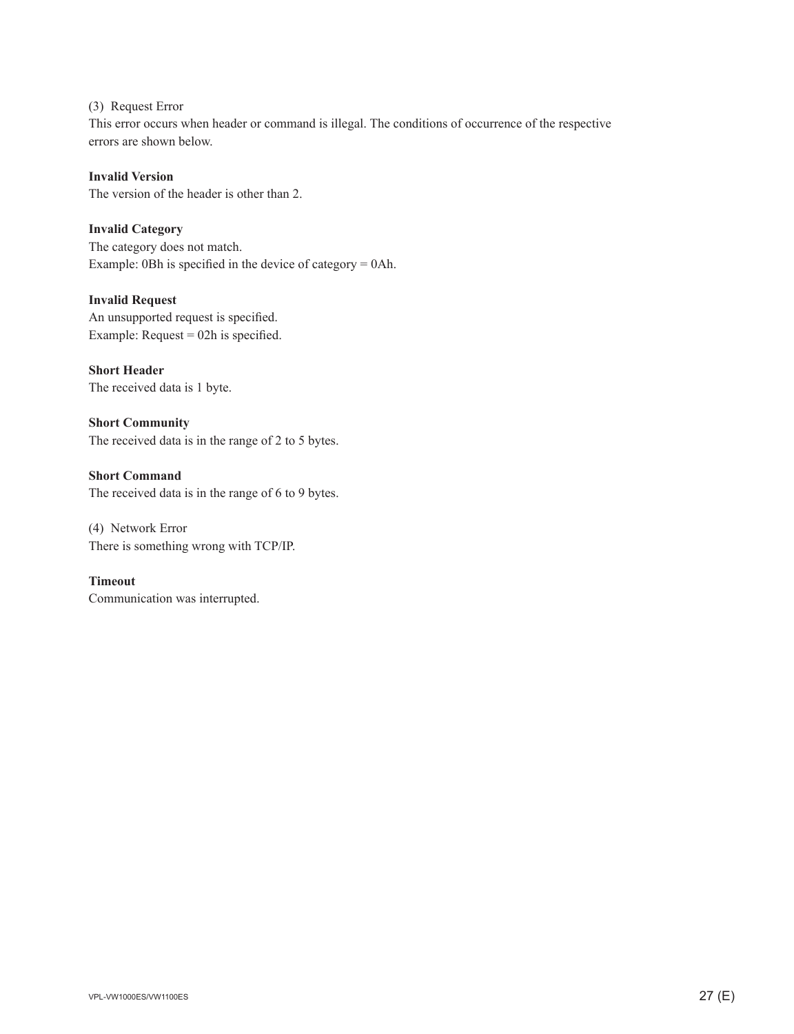(3)  Request Error

This error occurs when header or command is illegal. The conditions of occurrence of the respective errors are shown below.

**Invalid Version**

The version of the header is other than 2.

**Invalid Category**

The category does not match.
Example: 0Bh is specified in the device of category = 0Ah.

**Invalid Request**

An unsupported request is specified.
Example: Request = 02h is specified.

**Short Header**

The received data is 1 byte.

**Short Community**

The received data is in the range of 2 to 5 bytes.

**Short Command**

The received data is in the range of 6 to 9 bytes.

(4)  Network Error

There is something wrong with TCP/IP.

**Timeout**

Communication was interrupted.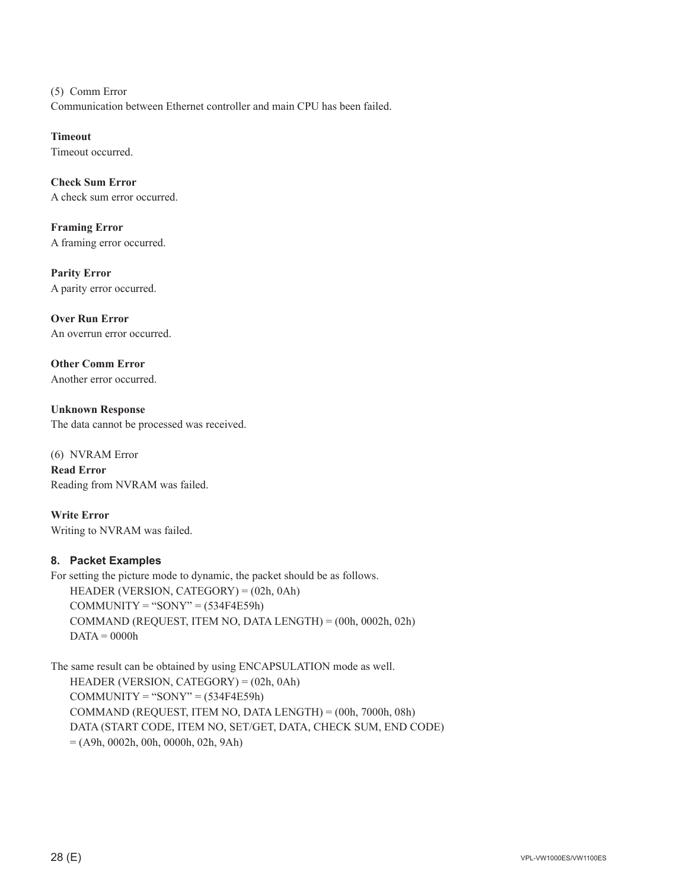(5) Comm Error

Communication between Ethernet controller and main CPU has been failed.

**Timeout**

Timeout occurred.

**Check Sum Error**

A check sum error occurred.

**Framing Error**

A framing error occurred.

**Parity Error**

A parity error occurred.

**Over Run Error**

An overrun error occurred.

**Other Comm Error**

Another error occurred.

**Unknown Response**

The data cannot be processed was received.

(6) NVRAM Error

**Read Error**

Reading from NVRAM was failed.

**Write Error**

Writing to NVRAM was failed.

### 8. Packet Examples

For setting the picture mode to dynamic, the packet should be as follows.

HEADER (VERSION, CATEGORY) = (02h, 0Ah)
COMMUNITY = "SONY" = (534F4E59h)
COMMAND (REQUEST, ITEM NO, DATA LENGTH) = (00h, 0002h, 02h)
DATA = 0000h

The same result can be obtained by using ENCAPSULATION mode as well.

HEADER (VERSION, CATEGORY) = (02h, 0Ah)
COMMUNITY = "SONY" = (534F4E59h)
COMMAND (REQUEST, ITEM NO, DATA LENGTH) = (00h, 7000h, 08h)
DATA (START CODE, ITEM NO, SET/GET, DATA, CHECK SUM, END CODE)
= (A9h, 0002h, 00h, 0000h, 02h, 9Ah)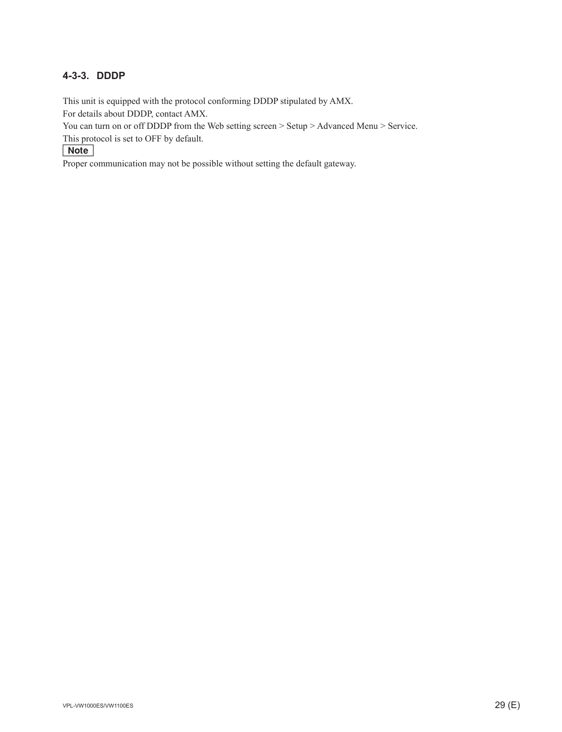### 4-3-3. DDDP

This unit is equipped with the protocol conforming DDDP stipulated by AMX.
For details about DDDP, contact AMX.
You can turn on or off DDDP from the Web setting screen > Setup > Advanced Menu > Service.
This protocol is set to OFF by default.

**Note**

Proper communication may not be possible without setting the default gateway.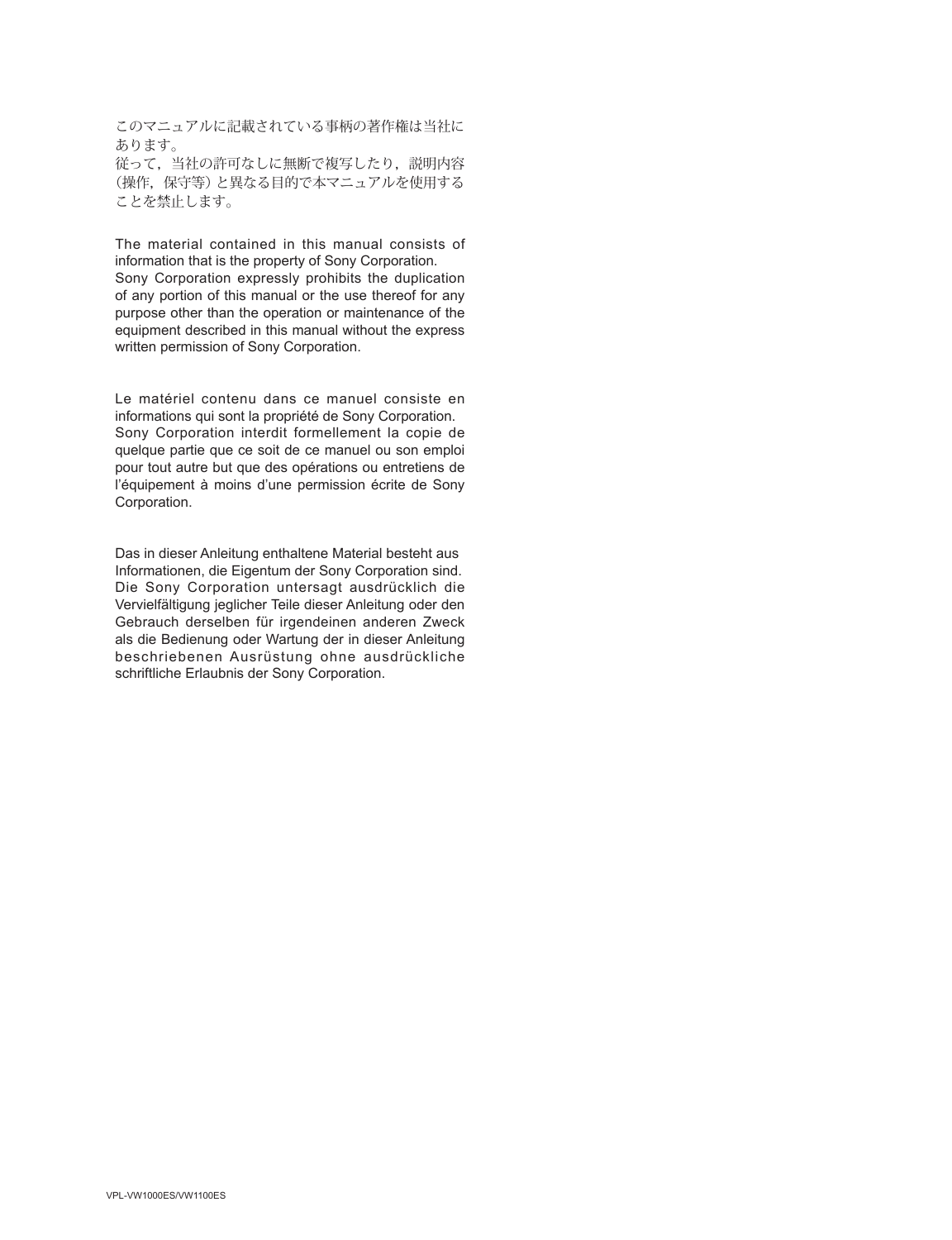このマニュアルに記載されている事柄の著作権は当社にあります。
従って，当社の許可なしに無断で複写したり，説明内容（操作，保守等）と異なる目的で本マニュアルを使用することを禁止します。

The material contained in this manual consists of information that is the property of Sony Corporation.
Sony Corporation expressly prohibits the duplication of any portion of this manual or the use thereof for any purpose other than the operation or maintenance of the equipment described in this manual without the express written permission of Sony Corporation.

Le matériel contenu dans ce manuel consiste en informations qui sont la propriété de Sony Corporation.
Sony Corporation interdit formellement la copie de quelque partie que ce soit de ce manuel ou son emploi pour tout autre but que des opérations ou entretiens de l'équipement à moins d'une permission écrite de Sony Corporation.

Das in dieser Anleitung enthaltene Material besteht aus Informationen, die Eigentum der Sony Corporation sind.
Die Sony Corporation untersagt ausdrücklich die Vervielfältigung jeglicher Teile dieser Anleitung oder den Gebrauch derselben für irgendeinen anderen Zweck als die Bedienung oder Wartung der in dieser Anleitung beschriebenen Ausrüstung ohne ausdrückliche schriftliche Erlaubnis der Sony Corporation.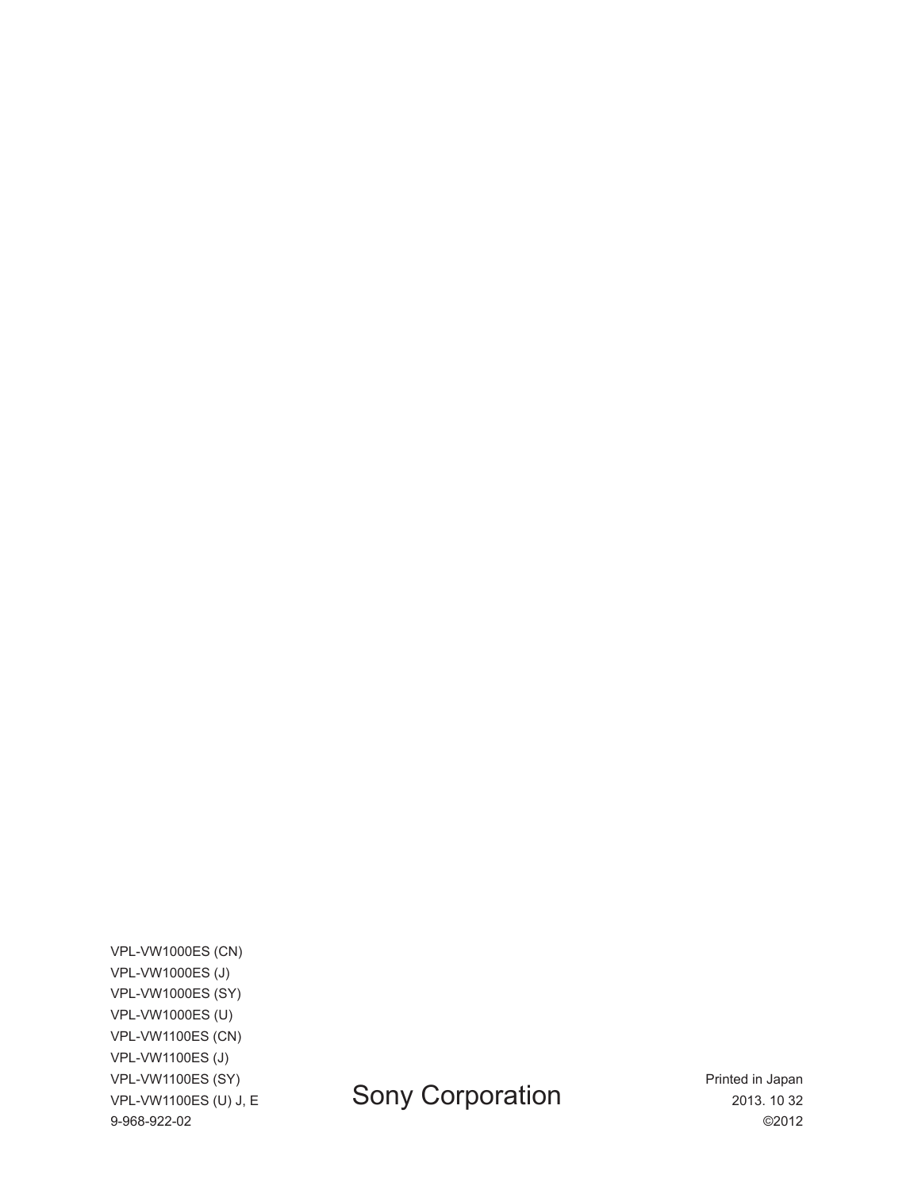VPL-VW1000ES (CN)
VPL-VW1000ES (J)
VPL-VW1000ES (SY)
VPL-VW1000ES (U)
VPL-VW1100ES (CN)
VPL-VW1100ES (J)
VPL-VW1100ES (SY)
VPL-VW1100ES (U) J, E
9-968-922-02

Sony Corporation

Printed in Japan
2013. 10 32
©2012